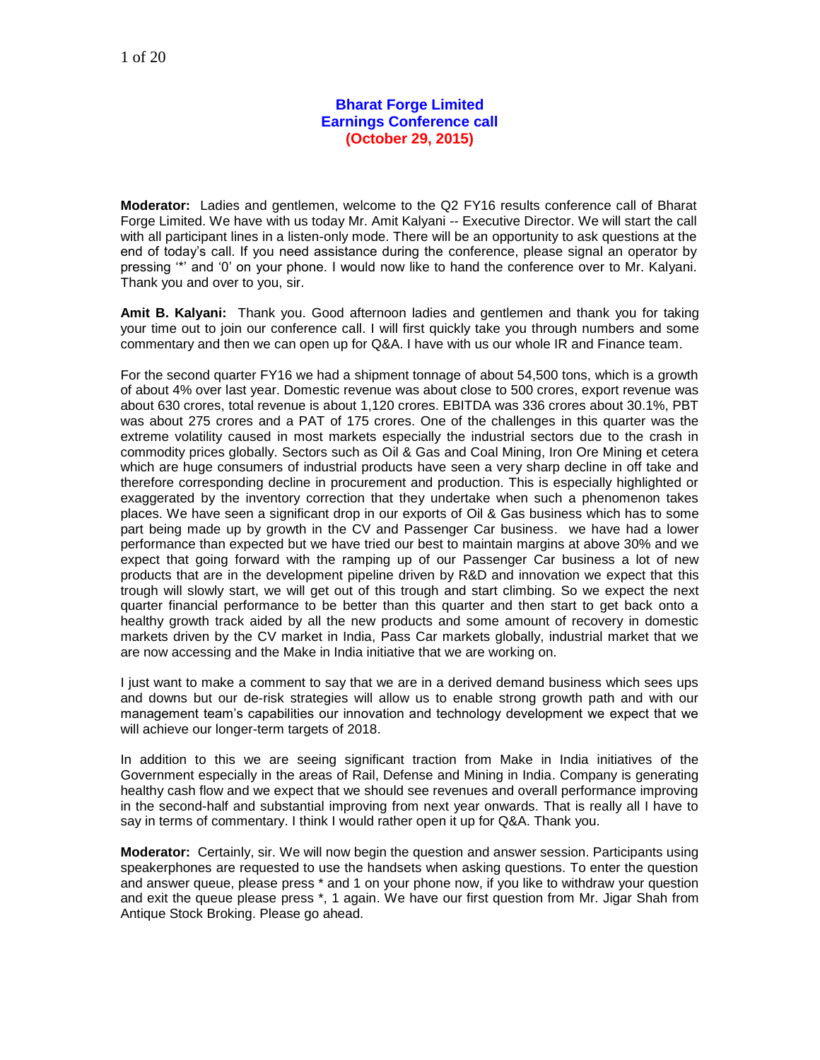# Bharat Forge Limited
## Earnings Conference call
### (October 29, 2015)

**Moderator:** Ladies and gentlemen, welcome to the Q2 FY16 results conference call of Bharat Forge Limited. We have with us today Mr. Amit Kalyani -- Executive Director. We will start the call with all participant lines in a listen-only mode. There will be an opportunity to ask questions at the end of today's call. If you need assistance during the conference, please signal an operator by pressing '*' and '0' on your phone. I would now like to hand the conference over to Mr. Kalyani. Thank you and over to you, sir.

**Amit B. Kalyani:** Thank you. Good afternoon ladies and gentlemen and thank you for taking your time out to join our conference call. I will first quickly take you through numbers and some commentary and then we can open up for Q&A. I have with us our whole IR and Finance team.

For the second quarter FY16 we had a shipment tonnage of about 54,500 tons, which is a growth of about 4% over last year. Domestic revenue was about close to 500 crores, export revenue was about 630 crores, total revenue is about 1,120 crores. EBITDA was 336 crores about 30.1%, PBT was about 275 crores and a PAT of 175 crores. One of the challenges in this quarter was the extreme volatility caused in most markets especially the industrial sectors due to the crash in commodity prices globally. Sectors such as Oil & Gas and Coal Mining, Iron Ore Mining et cetera which are huge consumers of industrial products have seen a very sharp decline in off take and therefore corresponding decline in procurement and production. This is especially highlighted or exaggerated by the inventory correction that they undertake when such a phenomenon takes places. We have seen a significant drop in our exports of Oil & Gas business which has to some part being made up by growth in the CV and Passenger Car business. we have had a lower performance than expected but we have tried our best to maintain margins at above 30% and we expect that going forward with the ramping up of our Passenger Car business a lot of new products that are in the development pipeline driven by R&D and innovation we expect that this trough will slowly start, we will get out of this trough and start climbing. So we expect the next quarter financial performance to be better than this quarter and then start to get back onto a healthy growth track aided by all the new products and some amount of recovery in domestic markets driven by the CV market in India, Pass Car markets globally, industrial market that we are now accessing and the Make in India initiative that we are working on.

I just want to make a comment to say that we are in a derived demand business which sees ups and downs but our de-risk strategies will allow us to enable strong growth path and with our management team's capabilities our innovation and technology development we expect that we will achieve our longer-term targets of 2018.

In addition to this we are seeing significant traction from Make in India initiatives of the Government especially in the areas of Rail, Defense and Mining in India. Company is generating healthy cash flow and we expect that we should see revenues and overall performance improving in the second-half and substantial improving from next year onwards. That is really all I have to say in terms of commentary. I think I would rather open it up for Q&A. Thank you.

**Moderator:** Certainly, sir. We will now begin the question and answer session. Participants using speakerphones are requested to use the handsets when asking questions. To enter the question and answer queue, please press * and 1 on your phone now, if you like to withdraw your question and exit the queue please press *, 1 again. We have our first question from Mr. Jigar Shah from Antique Stock Broking. Please go ahead.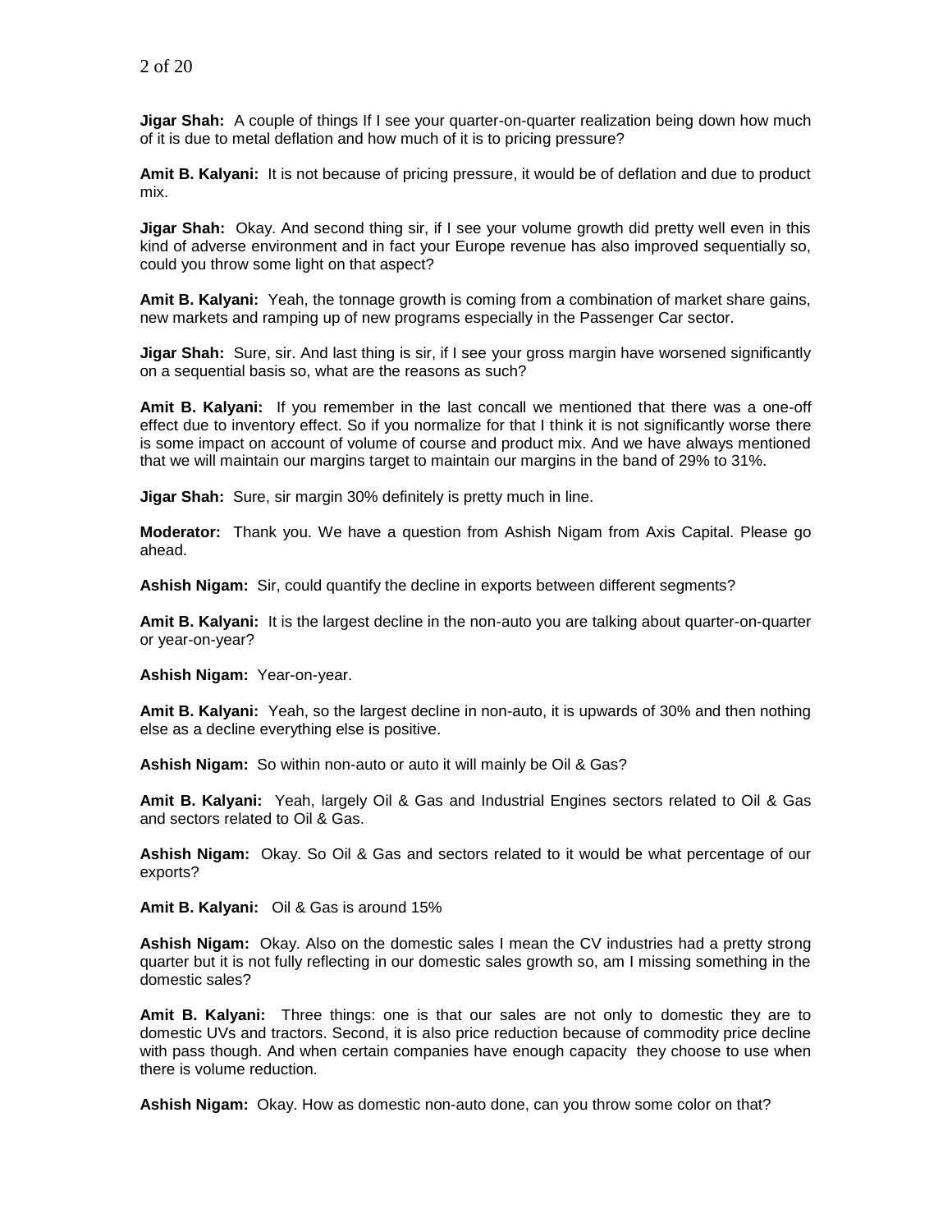**Jigar Shah:** A couple of things If I see your quarter-on-quarter realization being down how much of it is due to metal deflation and how much of it is to pricing pressure?

**Amit B. Kalyani:** It is not because of pricing pressure, it would be of deflation and due to product mix.

**Jigar Shah:** Okay. And second thing sir, if I see your volume growth did pretty well even in this kind of adverse environment and in fact your Europe revenue has also improved sequentially so, could you throw some light on that aspect?

**Amit B. Kalyani:** Yeah, the tonnage growth is coming from a combination of market share gains, new markets and ramping up of new programs especially in the Passenger Car sector.

**Jigar Shah:** Sure, sir. And last thing is sir, if I see your gross margin have worsened significantly on a sequential basis so, what are the reasons as such?

**Amit B. Kalyani:** If you remember in the last concall we mentioned that there was a one-off effect due to inventory effect. So if you normalize for that I think it is not significantly worse there is some impact on account of volume of course and product mix. And we have always mentioned that we will maintain our margins target to maintain our margins in the band of 29% to 31%.

**Jigar Shah:** Sure, sir margin 30% definitely is pretty much in line.

**Moderator:** Thank you. We have a question from Ashish Nigam from Axis Capital. Please go ahead.

**Ashish Nigam:** Sir, could quantify the decline in exports between different segments?

**Amit B. Kalyani:** It is the largest decline in the non-auto you are talking about quarter-on-quarter or year-on-year?

**Ashish Nigam:** Year-on-year.

**Amit B. Kalyani:** Yeah, so the largest decline in non-auto, it is upwards of 30% and then nothing else as a decline everything else is positive.

**Ashish Nigam:** So within non-auto or auto it will mainly be Oil & Gas?

**Amit B. Kalyani:** Yeah, largely Oil & Gas and Industrial Engines sectors related to Oil & Gas and sectors related to Oil & Gas.

**Ashish Nigam:** Okay. So Oil & Gas and sectors related to it would be what percentage of our exports?

**Amit B. Kalyani:** Oil & Gas is around 15%

**Ashish Nigam:** Okay. Also on the domestic sales I mean the CV industries had a pretty strong quarter but it is not fully reflecting in our domestic sales growth so, am I missing something in the domestic sales?

**Amit B. Kalyani:** Three things: one is that our sales are not only to domestic they are to domestic UVs and tractors. Second, it is also price reduction because of commodity price decline with pass though. And when certain companies have enough capacity they choose to use when there is volume reduction.

**Ashish Nigam:** Okay. How as domestic non-auto done, can you throw some color on that?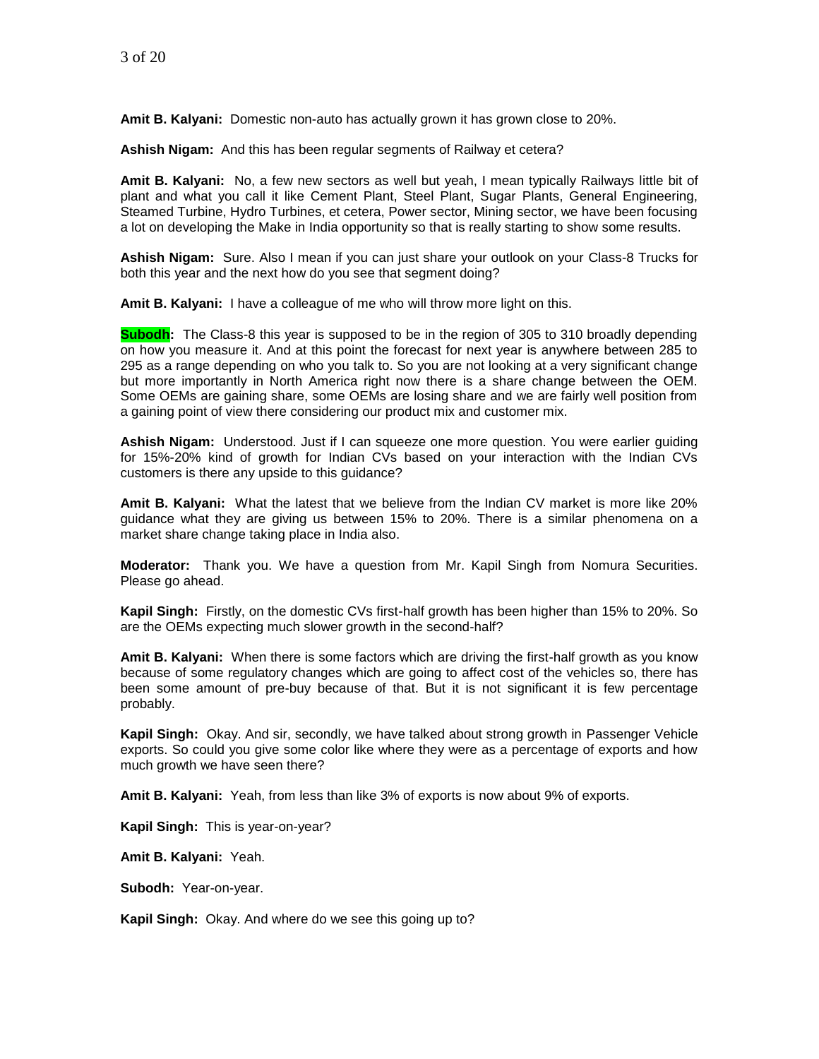**Amit B. Kalyani:** Domestic non-auto has actually grown it has grown close to 20%.

**Ashish Nigam:** And this has been regular segments of Railway et cetera?

**Amit B. Kalyani:** No, a few new sectors as well but yeah, I mean typically Railways little bit of plant and what you call it like Cement Plant, Steel Plant, Sugar Plants, General Engineering, Steamed Turbine, Hydro Turbines, et cetera, Power sector, Mining sector, we have been focusing a lot on developing the Make in India opportunity so that is really starting to show some results.

**Ashish Nigam:** Sure. Also I mean if you can just share your outlook on your Class-8 Trucks for both this year and the next how do you see that segment doing?

**Amit B. Kalyani:** I have a colleague of me who will throw more light on this.

**Subodh:** The Class-8 this year is supposed to be in the region of 305 to 310 broadly depending on how you measure it. And at this point the forecast for next year is anywhere between 285 to 295 as a range depending on who you talk to. So you are not looking at a very significant change but more importantly in North America right now there is a share change between the OEM. Some OEMs are gaining share, some OEMs are losing share and we are fairly well position from a gaining point of view there considering our product mix and customer mix.

**Ashish Nigam:** Understood. Just if I can squeeze one more question. You were earlier guiding for 15%-20% kind of growth for Indian CVs based on your interaction with the Indian CVs customers is there any upside to this guidance?

**Amit B. Kalyani:** What the latest that we believe from the Indian CV market is more like 20% guidance what they are giving us between 15% to 20%. There is a similar phenomena on a market share change taking place in India also.

**Moderator:** Thank you. We have a question from Mr. Kapil Singh from Nomura Securities. Please go ahead.

**Kapil Singh:** Firstly, on the domestic CVs first-half growth has been higher than 15% to 20%. So are the OEMs expecting much slower growth in the second-half?

**Amit B. Kalyani:** When there is some factors which are driving the first-half growth as you know because of some regulatory changes which are going to affect cost of the vehicles so, there has been some amount of pre-buy because of that. But it is not significant it is few percentage probably.

**Kapil Singh:** Okay. And sir, secondly, we have talked about strong growth in Passenger Vehicle exports. So could you give some color like where they were as a percentage of exports and how much growth we have seen there?

**Amit B. Kalyani:** Yeah, from less than like 3% of exports is now about 9% of exports.

**Kapil Singh:** This is year-on-year?

**Amit B. Kalyani:** Yeah.

**Subodh:** Year-on-year.

**Kapil Singh:** Okay. And where do we see this going up to?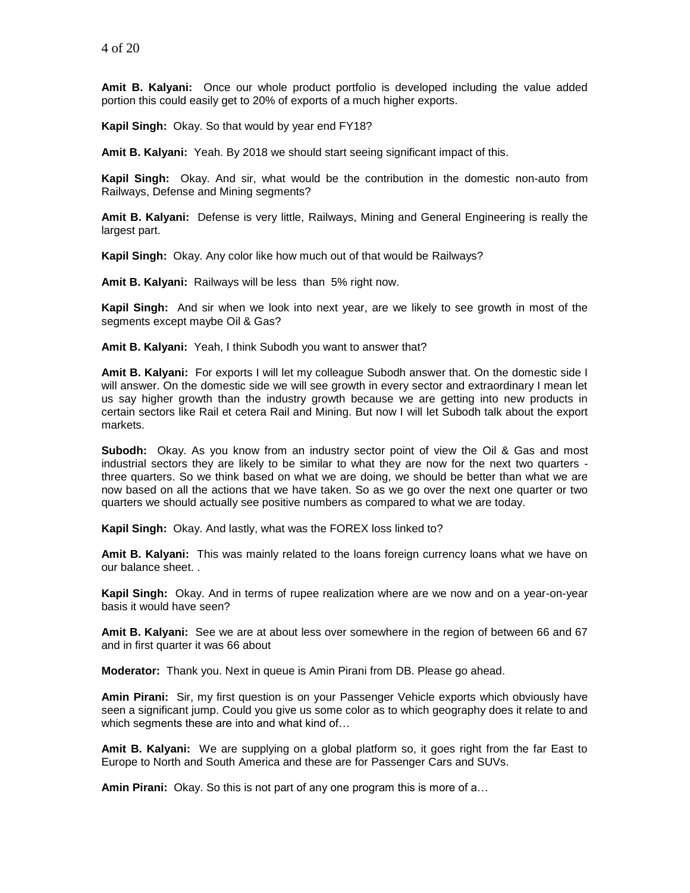**Amit B. Kalyani:** Once our whole product portfolio is developed including the value added portion this could easily get to 20% of exports of a much higher exports.

**Kapil Singh:** Okay. So that would by year end FY18?

**Amit B. Kalyani:** Yeah. By 2018 we should start seeing significant impact of this.

**Kapil Singh:** Okay. And sir, what would be the contribution in the domestic non-auto from Railways, Defense and Mining segments?

**Amit B. Kalyani:** Defense is very little, Railways, Mining and General Engineering is really the largest part.

**Kapil Singh:** Okay. Any color like how much out of that would be Railways?

**Amit B. Kalyani:** Railways will be less than 5% right now.

**Kapil Singh:** And sir when we look into next year, are we likely to see growth in most of the segments except maybe Oil & Gas?

**Amit B. Kalyani:** Yeah, I think Subodh you want to answer that?

**Amit B. Kalyani:** For exports I will let my colleague Subodh answer that. On the domestic side I will answer. On the domestic side we will see growth in every sector and extraordinary I mean let us say higher growth than the industry growth because we are getting into new products in certain sectors like Rail et cetera Rail and Mining. But now I will let Subodh talk about the export markets.

**Subodh:** Okay. As you know from an industry sector point of view the Oil & Gas and most industrial sectors they are likely to be similar to what they are now for the next two quarters - three quarters. So we think based on what we are doing, we should be better than what we are now based on all the actions that we have taken. So as we go over the next one quarter or two quarters we should actually see positive numbers as compared to what we are today.

**Kapil Singh:** Okay. And lastly, what was the FOREX loss linked to?

**Amit B. Kalyani:** This was mainly related to the loans foreign currency loans what we have on our balance sheet. .

**Kapil Singh:** Okay. And in terms of rupee realization where are we now and on a year-on-year basis it would have seen?

**Amit B. Kalyani:** See we are at about less over somewhere in the region of between 66 and 67 and in first quarter it was 66 about

**Moderator:** Thank you. Next in queue is Amin Pirani from DB. Please go ahead.

**Amin Pirani:** Sir, my first question is on your Passenger Vehicle exports which obviously have seen a significant jump. Could you give us some color as to which geography does it relate to and which segments these are into and what kind of…

**Amit B. Kalyani:** We are supplying on a global platform so, it goes right from the far East to Europe to North and South America and these are for Passenger Cars and SUVs.

**Amin Pirani:** Okay. So this is not part of any one program this is more of a…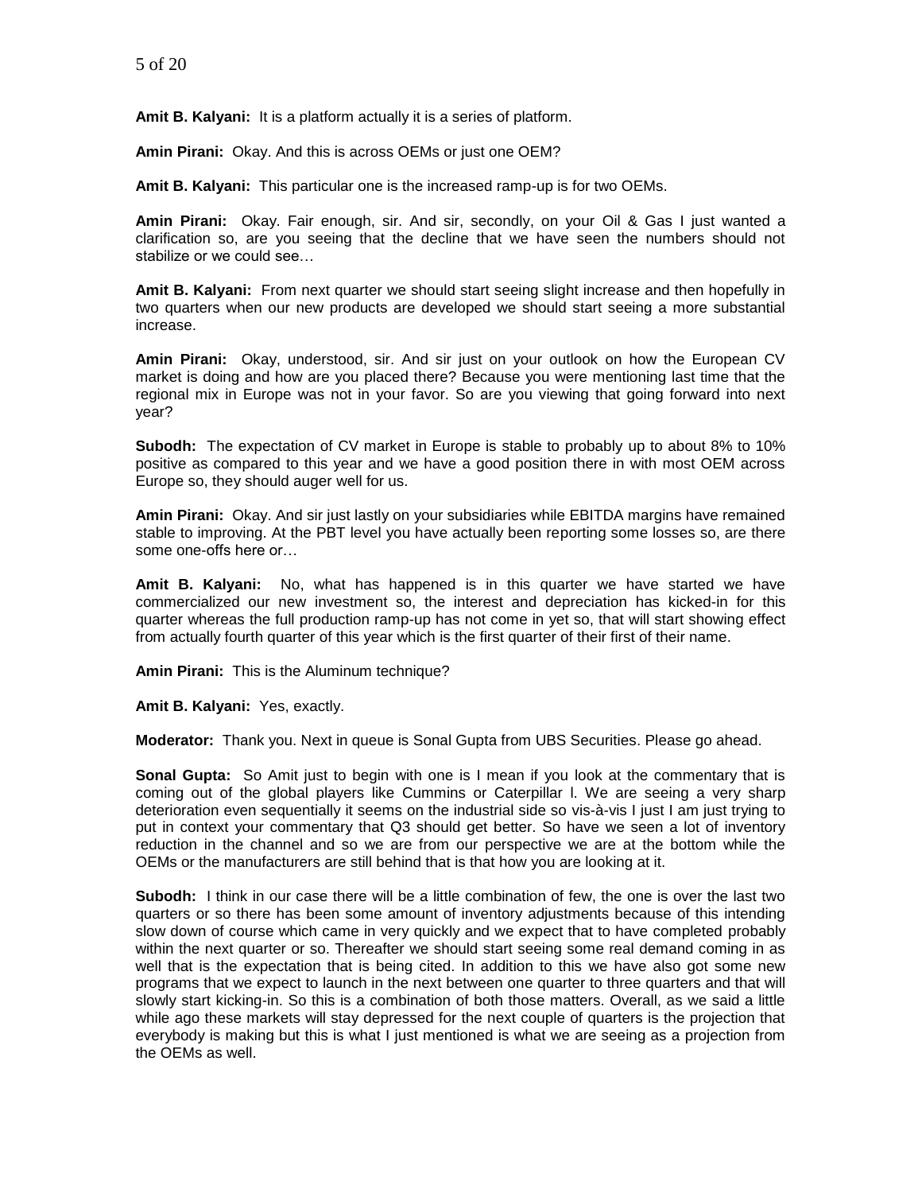**Amit B. Kalyani:** It is a platform actually it is a series of platform.

**Amin Pirani:** Okay. And this is across OEMs or just one OEM?

**Amit B. Kalyani:** This particular one is the increased ramp-up is for two OEMs.

**Amin Pirani:** Okay. Fair enough, sir. And sir, secondly, on your Oil & Gas I just wanted a clarification so, are you seeing that the decline that we have seen the numbers should not stabilize or we could see…

**Amit B. Kalyani:** From next quarter we should start seeing slight increase and then hopefully in two quarters when our new products are developed we should start seeing a more substantial increase.

**Amin Pirani:** Okay, understood, sir. And sir just on your outlook on how the European CV market is doing and how are you placed there? Because you were mentioning last time that the regional mix in Europe was not in your favor. So are you viewing that going forward into next year?

**Subodh:** The expectation of CV market in Europe is stable to probably up to about 8% to 10% positive as compared to this year and we have a good position there in with most OEM across Europe so, they should auger well for us.

**Amin Pirani:** Okay. And sir just lastly on your subsidiaries while EBITDA margins have remained stable to improving. At the PBT level you have actually been reporting some losses so, are there some one-offs here or…

**Amit B. Kalyani:** No, what has happened is in this quarter we have started we have commercialized our new investment so, the interest and depreciation has kicked-in for this quarter whereas the full production ramp-up has not come in yet so, that will start showing effect from actually fourth quarter of this year which is the first quarter of their first of their name.

**Amin Pirani:** This is the Aluminum technique?

**Amit B. Kalyani:** Yes, exactly.

**Moderator:** Thank you. Next in queue is Sonal Gupta from UBS Securities. Please go ahead.

**Sonal Gupta:** So Amit just to begin with one is I mean if you look at the commentary that is coming out of the global players like Cummins or Caterpillar l. We are seeing a very sharp deterioration even sequentially it seems on the industrial side so vis-à-vis I just I am just trying to put in context your commentary that Q3 should get better. So have we seen a lot of inventory reduction in the channel and so we are from our perspective we are at the bottom while the OEMs or the manufacturers are still behind that is that how you are looking at it.

**Subodh:** I think in our case there will be a little combination of few, the one is over the last two quarters or so there has been some amount of inventory adjustments because of this intending slow down of course which came in very quickly and we expect that to have completed probably within the next quarter or so. Thereafter we should start seeing some real demand coming in as well that is the expectation that is being cited. In addition to this we have also got some new programs that we expect to launch in the next between one quarter to three quarters and that will slowly start kicking-in. So this is a combination of both those matters. Overall, as we said a little while ago these markets will stay depressed for the next couple of quarters is the projection that everybody is making but this is what I just mentioned is what we are seeing as a projection from the OEMs as well.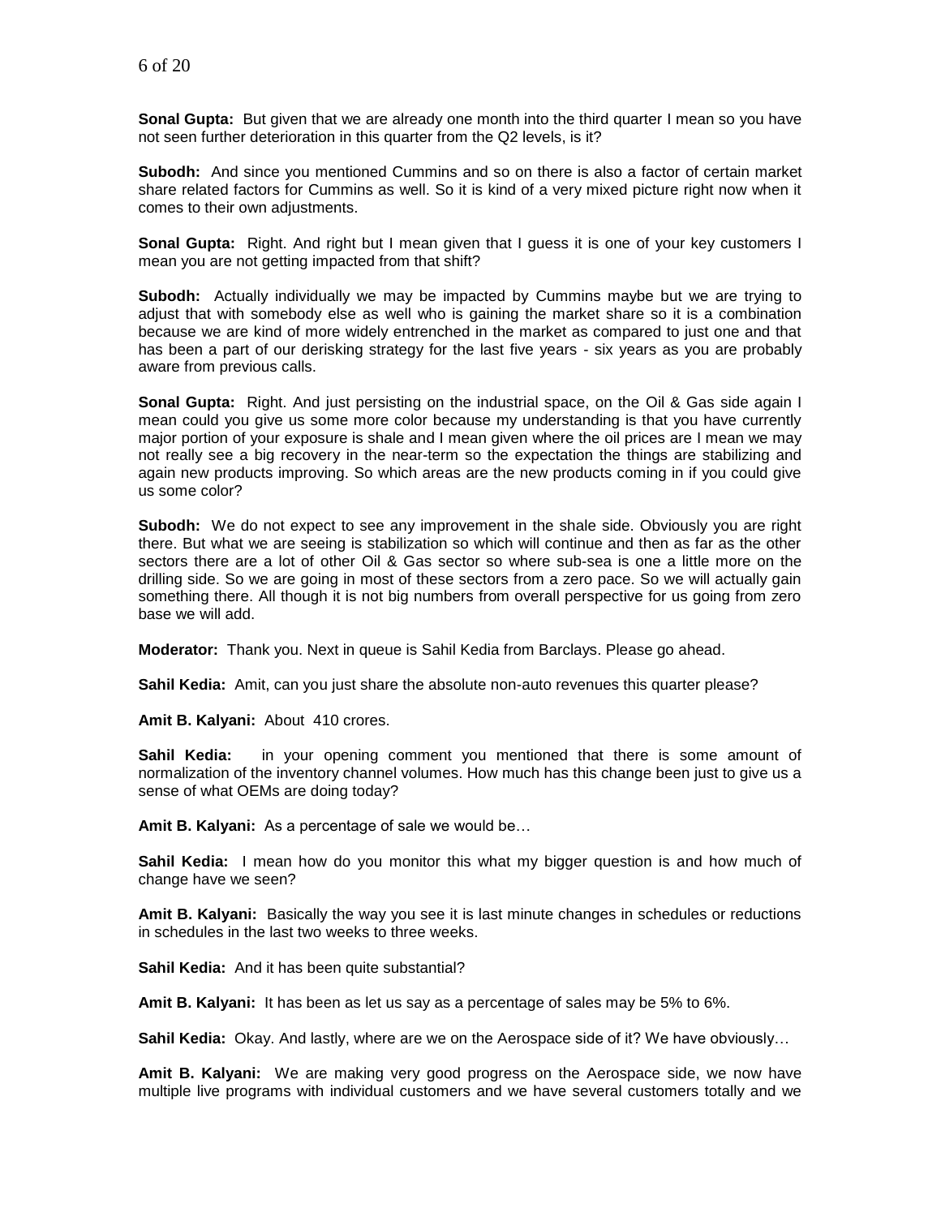**Sonal Gupta:** But given that we are already one month into the third quarter I mean so you have not seen further deterioration in this quarter from the Q2 levels, is it?

**Subodh:** And since you mentioned Cummins and so on there is also a factor of certain market share related factors for Cummins as well. So it is kind of a very mixed picture right now when it comes to their own adjustments.

**Sonal Gupta:** Right. And right but I mean given that I guess it is one of your key customers I mean you are not getting impacted from that shift?

**Subodh:** Actually individually we may be impacted by Cummins maybe but we are trying to adjust that with somebody else as well who is gaining the market share so it is a combination because we are kind of more widely entrenched in the market as compared to just one and that has been a part of our derisking strategy for the last five years - six years as you are probably aware from previous calls.

**Sonal Gupta:** Right. And just persisting on the industrial space, on the Oil & Gas side again I mean could you give us some more color because my understanding is that you have currently major portion of your exposure is shale and I mean given where the oil prices are I mean we may not really see a big recovery in the near-term so the expectation the things are stabilizing and again new products improving. So which areas are the new products coming in if you could give us some color?

**Subodh:** We do not expect to see any improvement in the shale side. Obviously you are right there. But what we are seeing is stabilization so which will continue and then as far as the other sectors there are a lot of other Oil & Gas sector so where sub-sea is one a little more on the drilling side. So we are going in most of these sectors from a zero pace. So we will actually gain something there. All though it is not big numbers from overall perspective for us going from zero base we will add.

**Moderator:** Thank you. Next in queue is Sahil Kedia from Barclays. Please go ahead.

**Sahil Kedia:** Amit, can you just share the absolute non-auto revenues this quarter please?

**Amit B. Kalyani:** About 410 crores.

**Sahil Kedia:** in your opening comment you mentioned that there is some amount of normalization of the inventory channel volumes. How much has this change been just to give us a sense of what OEMs are doing today?

**Amit B. Kalyani:** As a percentage of sale we would be…

**Sahil Kedia:** I mean how do you monitor this what my bigger question is and how much of change have we seen?

**Amit B. Kalyani:** Basically the way you see it is last minute changes in schedules or reductions in schedules in the last two weeks to three weeks.

**Sahil Kedia:** And it has been quite substantial?

**Amit B. Kalyani:** It has been as let us say as a percentage of sales may be 5% to 6%.

**Sahil Kedia:** Okay. And lastly, where are we on the Aerospace side of it? We have obviously…

**Amit B. Kalyani:** We are making very good progress on the Aerospace side, we now have multiple live programs with individual customers and we have several customers totally and we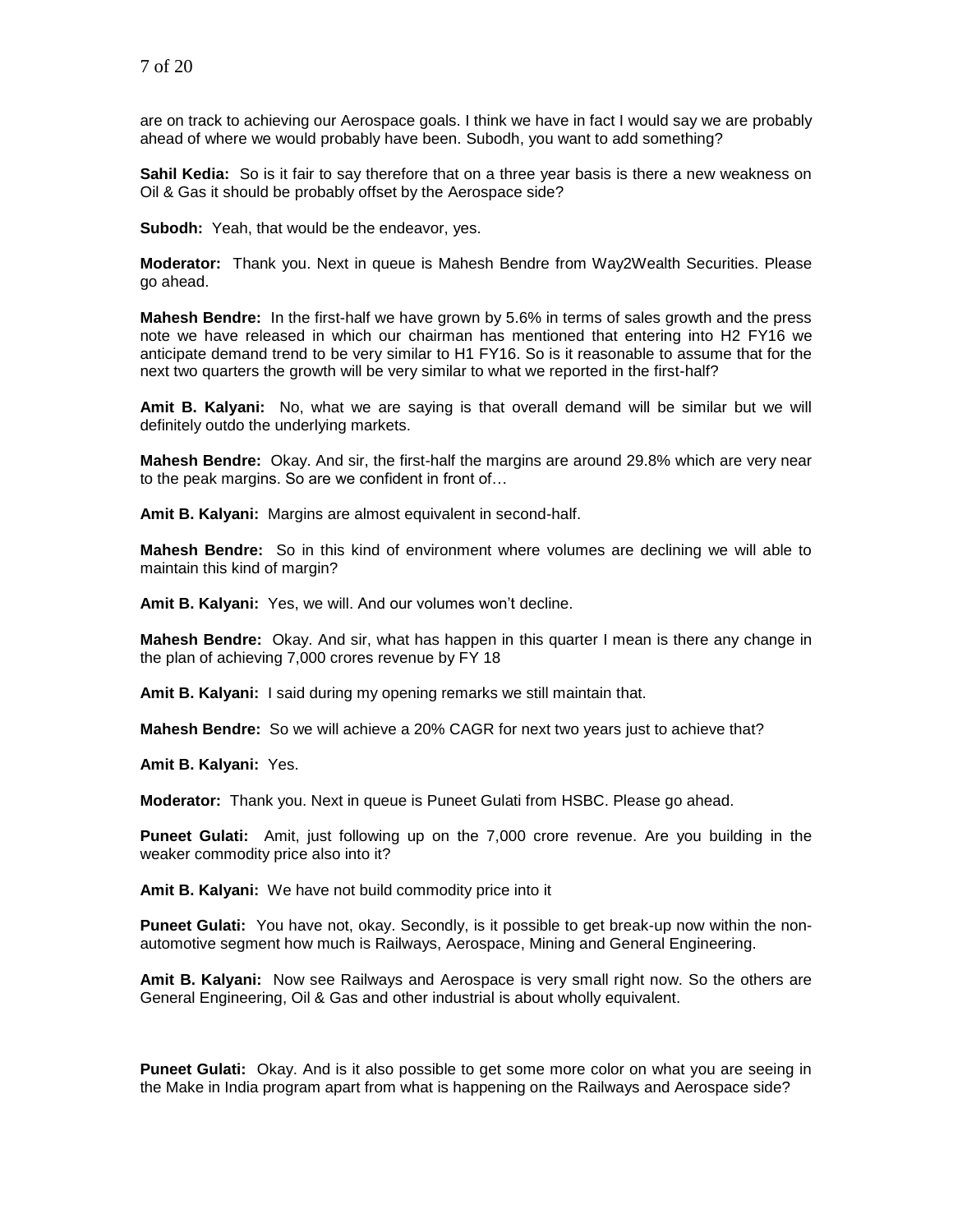are on track to achieving our Aerospace goals. I think we have in fact I would say we are probably ahead of where we would probably have been. Subodh, you want to add something?

**Sahil Kedia:** So is it fair to say therefore that on a three year basis is there a new weakness on Oil & Gas it should be probably offset by the Aerospace side?

**Subodh:** Yeah, that would be the endeavor, yes.

**Moderator:** Thank you. Next in queue is Mahesh Bendre from Way2Wealth Securities. Please go ahead.

**Mahesh Bendre:** In the first-half we have grown by 5.6% in terms of sales growth and the press note we have released in which our chairman has mentioned that entering into H2 FY16 we anticipate demand trend to be very similar to H1 FY16. So is it reasonable to assume that for the next two quarters the growth will be very similar to what we reported in the first-half?

**Amit B. Kalyani:** No, what we are saying is that overall demand will be similar but we will definitely outdo the underlying markets.

**Mahesh Bendre:** Okay. And sir, the first-half the margins are around 29.8% which are very near to the peak margins. So are we confident in front of…

**Amit B. Kalyani:** Margins are almost equivalent in second-half.

**Mahesh Bendre:** So in this kind of environment where volumes are declining we will able to maintain this kind of margin?

**Amit B. Kalyani:** Yes, we will. And our volumes won't decline.

**Mahesh Bendre:** Okay. And sir, what has happen in this quarter I mean is there any change in the plan of achieving 7,000 crores revenue by FY 18

**Amit B. Kalyani:** I said during my opening remarks we still maintain that.

**Mahesh Bendre:** So we will achieve a 20% CAGR for next two years just to achieve that?

**Amit B. Kalyani:** Yes.

**Moderator:** Thank you. Next in queue is Puneet Gulati from HSBC. Please go ahead.

**Puneet Gulati:** Amit, just following up on the 7,000 crore revenue. Are you building in the weaker commodity price also into it?

**Amit B. Kalyani:** We have not build commodity price into it

**Puneet Gulati:** You have not, okay. Secondly, is it possible to get break-up now within the non-automotive segment how much is Railways, Aerospace, Mining and General Engineering.

**Amit B. Kalyani:** Now see Railways and Aerospace is very small right now. So the others are General Engineering, Oil & Gas and other industrial is about wholly equivalent.

**Puneet Gulati:** Okay. And is it also possible to get some more color on what you are seeing in the Make in India program apart from what is happening on the Railways and Aerospace side?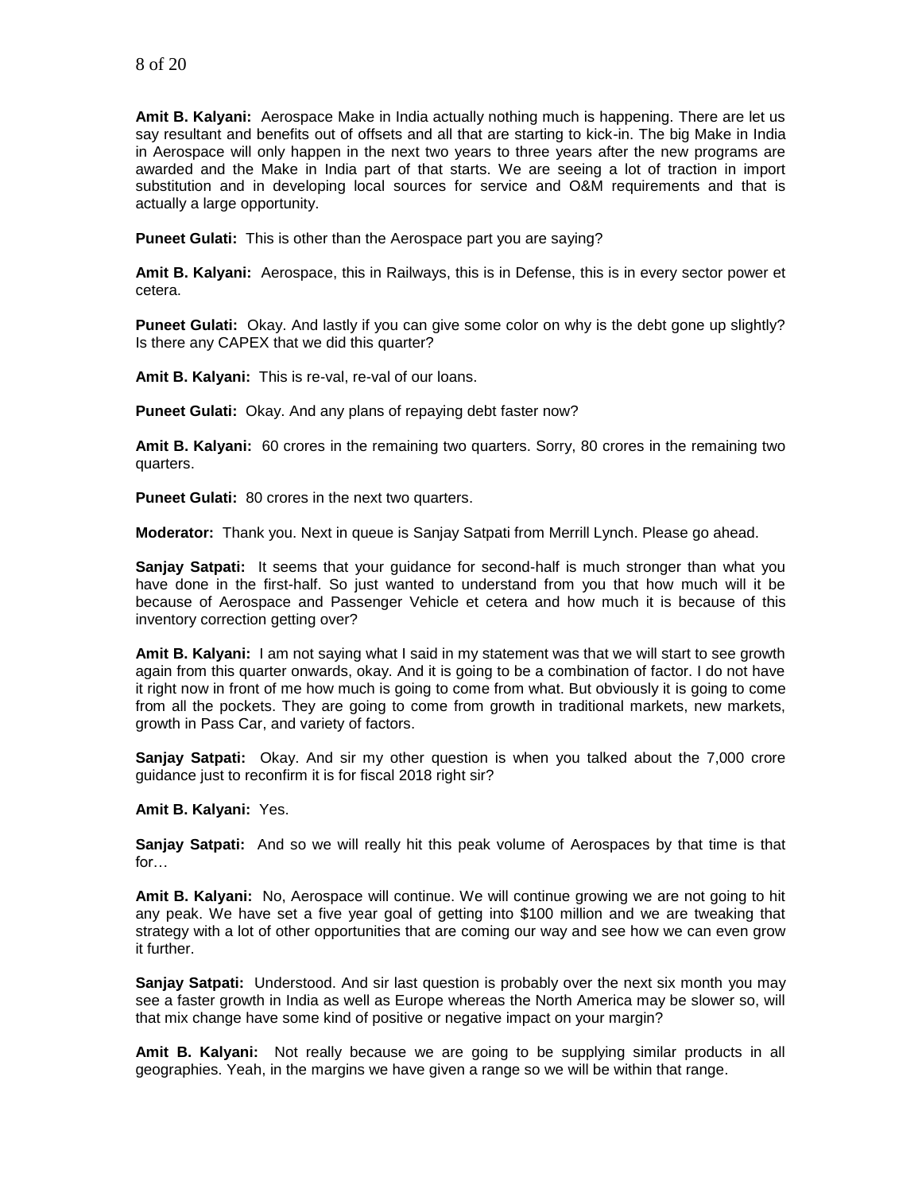**Amit B. Kalyani:** Aerospace Make in India actually nothing much is happening. There are let us say resultant and benefits out of offsets and all that are starting to kick-in. The big Make in India in Aerospace will only happen in the next two years to three years after the new programs are awarded and the Make in India part of that starts. We are seeing a lot of traction in import substitution and in developing local sources for service and O&M requirements and that is actually a large opportunity.

**Puneet Gulati:** This is other than the Aerospace part you are saying?

**Amit B. Kalyani:** Aerospace, this in Railways, this is in Defense, this is in every sector power et cetera.

**Puneet Gulati:** Okay. And lastly if you can give some color on why is the debt gone up slightly? Is there any CAPEX that we did this quarter?

**Amit B. Kalyani:** This is re-val, re-val of our loans.

**Puneet Gulati:** Okay. And any plans of repaying debt faster now?

**Amit B. Kalyani:** 60 crores in the remaining two quarters. Sorry, 80 crores in the remaining two quarters.

**Puneet Gulati:** 80 crores in the next two quarters.

**Moderator:** Thank you. Next in queue is Sanjay Satpati from Merrill Lynch. Please go ahead.

**Sanjay Satpati:** It seems that your guidance for second-half is much stronger than what you have done in the first-half. So just wanted to understand from you that how much will it be because of Aerospace and Passenger Vehicle et cetera and how much it is because of this inventory correction getting over?

**Amit B. Kalyani:** I am not saying what I said in my statement was that we will start to see growth again from this quarter onwards, okay. And it is going to be a combination of factor. I do not have it right now in front of me how much is going to come from what. But obviously it is going to come from all the pockets. They are going to come from growth in traditional markets, new markets, growth in Pass Car, and variety of factors.

**Sanjay Satpati:** Okay. And sir my other question is when you talked about the 7,000 crore guidance just to reconfirm it is for fiscal 2018 right sir?

**Amit B. Kalyani:** Yes.

**Sanjay Satpati:** And so we will really hit this peak volume of Aerospaces by that time is that for…

**Amit B. Kalyani:** No, Aerospace will continue. We will continue growing we are not going to hit any peak. We have set a five year goal of getting into $100 million and we are tweaking that strategy with a lot of other opportunities that are coming our way and see how we can even grow it further.

**Sanjay Satpati:** Understood. And sir last question is probably over the next six month you may see a faster growth in India as well as Europe whereas the North America may be slower so, will that mix change have some kind of positive or negative impact on your margin?

**Amit B. Kalyani:** Not really because we are going to be supplying similar products in all geographies. Yeah, in the margins we have given a range so we will be within that range.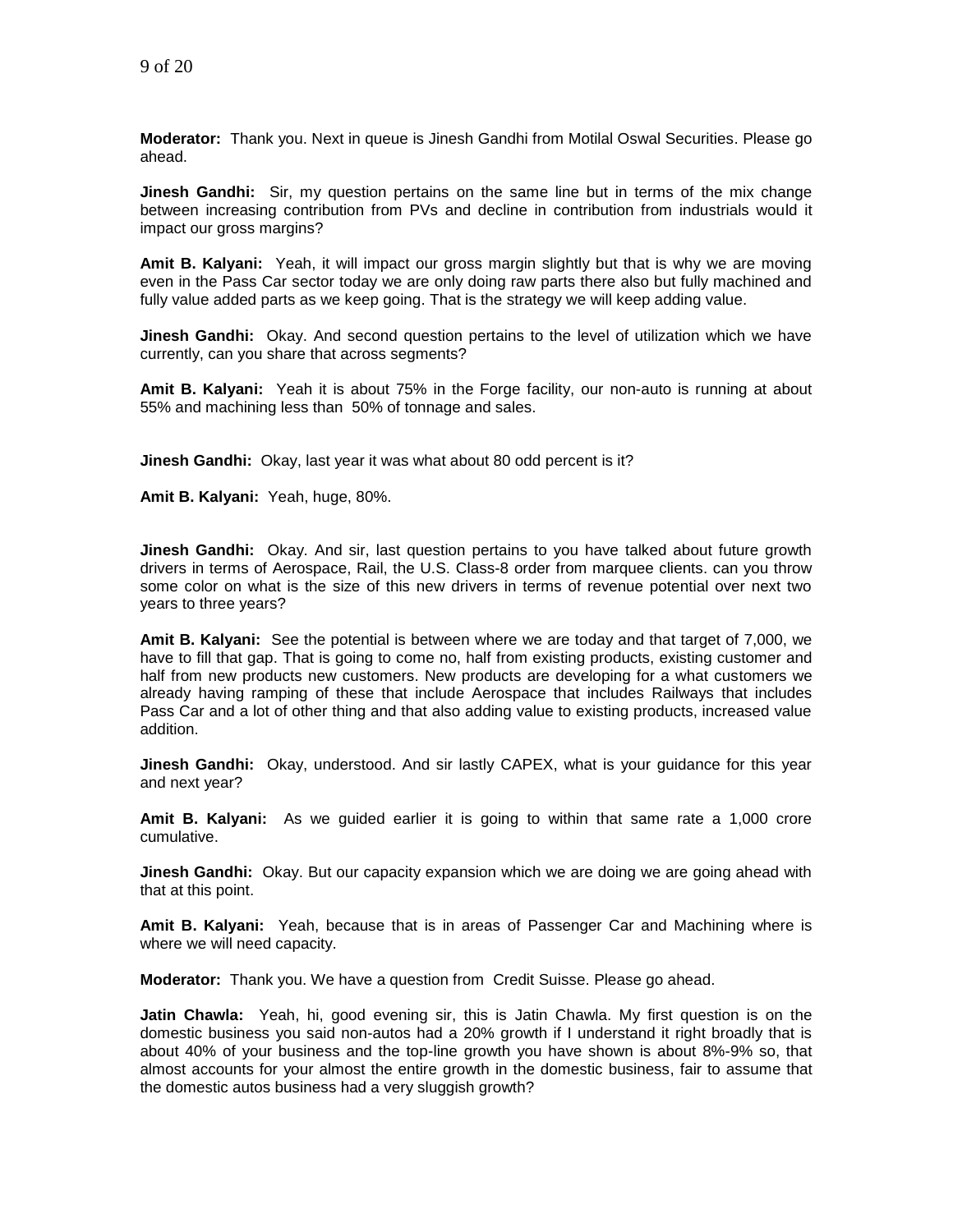**Moderator:** Thank you. Next in queue is Jinesh Gandhi from Motilal Oswal Securities. Please go ahead.

**Jinesh Gandhi:** Sir, my question pertains on the same line but in terms of the mix change between increasing contribution from PVs and decline in contribution from industrials would it impact our gross margins?

**Amit B. Kalyani:** Yeah, it will impact our gross margin slightly but that is why we are moving even in the Pass Car sector today we are only doing raw parts there also but fully machined and fully value added parts as we keep going. That is the strategy we will keep adding value.

**Jinesh Gandhi:** Okay. And second question pertains to the level of utilization which we have currently, can you share that across segments?

**Amit B. Kalyani:** Yeah it is about 75% in the Forge facility, our non-auto is running at about 55% and machining less than 50% of tonnage and sales.

**Jinesh Gandhi:** Okay, last year it was what about 80 odd percent is it?

**Amit B. Kalyani:** Yeah, huge, 80%.

**Jinesh Gandhi:** Okay. And sir, last question pertains to you have talked about future growth drivers in terms of Aerospace, Rail, the U.S. Class-8 order from marquee clients. can you throw some color on what is the size of this new drivers in terms of revenue potential over next two years to three years?

**Amit B. Kalyani:** See the potential is between where we are today and that target of 7,000, we have to fill that gap. That is going to come no, half from existing products, existing customer and half from new products new customers. New products are developing for a what customers we already having ramping of these that include Aerospace that includes Railways that includes Pass Car and a lot of other thing and that also adding value to existing products, increased value addition.

**Jinesh Gandhi:** Okay, understood. And sir lastly CAPEX, what is your guidance for this year and next year?

**Amit B. Kalyani:** As we guided earlier it is going to within that same rate a 1,000 crore cumulative.

**Jinesh Gandhi:** Okay. But our capacity expansion which we are doing we are going ahead with that at this point.

**Amit B. Kalyani:** Yeah, because that is in areas of Passenger Car and Machining where is where we will need capacity.

**Moderator:** Thank you. We have a question from Credit Suisse. Please go ahead.

**Jatin Chawla:** Yeah, hi, good evening sir, this is Jatin Chawla. My first question is on the domestic business you said non-autos had a 20% growth if I understand it right broadly that is about 40% of your business and the top-line growth you have shown is about 8%-9% so, that almost accounts for your almost the entire growth in the domestic business, fair to assume that the domestic autos business had a very sluggish growth?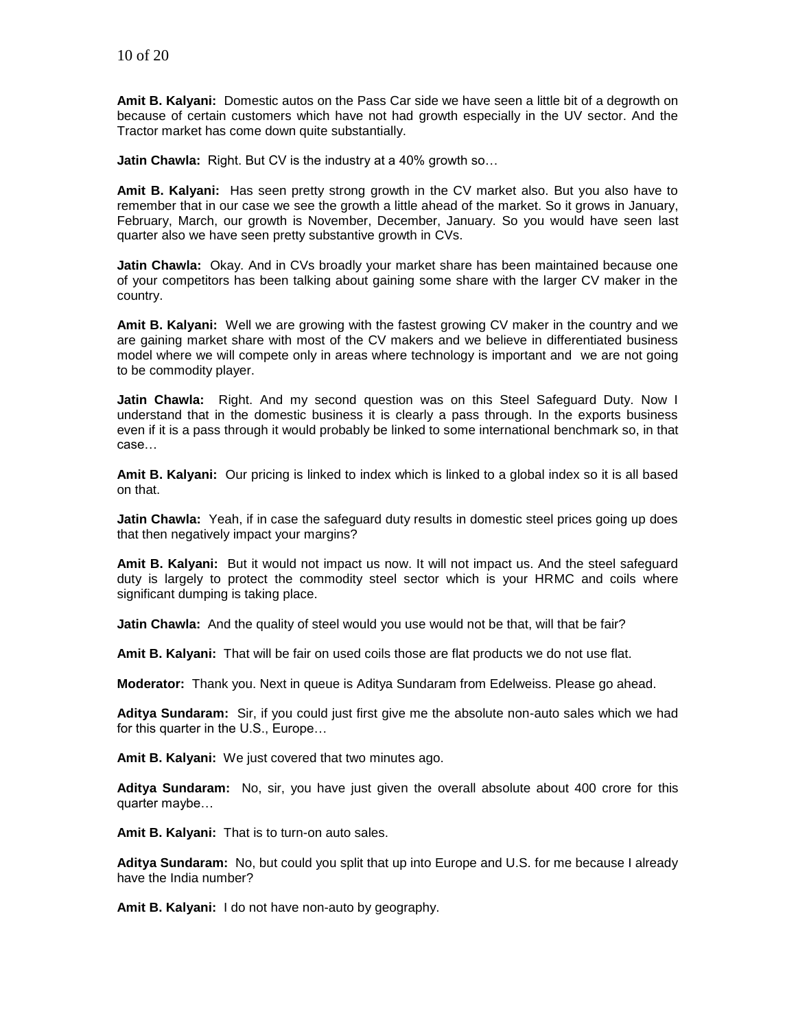**Amit B. Kalyani:** Domestic autos on the Pass Car side we have seen a little bit of a degrowth on because of certain customers which have not had growth especially in the UV sector. And the Tractor market has come down quite substantially.

**Jatin Chawla:** Right. But CV is the industry at a 40% growth so…

**Amit B. Kalyani:** Has seen pretty strong growth in the CV market also. But you also have to remember that in our case we see the growth a little ahead of the market. So it grows in January, February, March, our growth is November, December, January. So you would have seen last quarter also we have seen pretty substantive growth in CVs.

**Jatin Chawla:** Okay. And in CVs broadly your market share has been maintained because one of your competitors has been talking about gaining some share with the larger CV maker in the country.

**Amit B. Kalyani:** Well we are growing with the fastest growing CV maker in the country and we are gaining market share with most of the CV makers and we believe in differentiated business model where we will compete only in areas where technology is important and we are not going to be commodity player.

**Jatin Chawla:** Right. And my second question was on this Steel Safeguard Duty. Now I understand that in the domestic business it is clearly a pass through. In the exports business even if it is a pass through it would probably be linked to some international benchmark so, in that case…

**Amit B. Kalyani:** Our pricing is linked to index which is linked to a global index so it is all based on that.

**Jatin Chawla:** Yeah, if in case the safeguard duty results in domestic steel prices going up does that then negatively impact your margins?

**Amit B. Kalyani:** But it would not impact us now. It will not impact us. And the steel safeguard duty is largely to protect the commodity steel sector which is your HRMC and coils where significant dumping is taking place.

**Jatin Chawla:** And the quality of steel would you use would not be that, will that be fair?

**Amit B. Kalyani:** That will be fair on used coils those are flat products we do not use flat.

**Moderator:** Thank you. Next in queue is Aditya Sundaram from Edelweiss. Please go ahead.

**Aditya Sundaram:** Sir, if you could just first give me the absolute non-auto sales which we had for this quarter in the U.S., Europe…

**Amit B. Kalyani:** We just covered that two minutes ago.

**Aditya Sundaram:** No, sir, you have just given the overall absolute about 400 crore for this quarter maybe…

**Amit B. Kalyani:** That is to turn-on auto sales.

**Aditya Sundaram:** No, but could you split that up into Europe and U.S. for me because I already have the India number?

**Amit B. Kalyani:** I do not have non-auto by geography.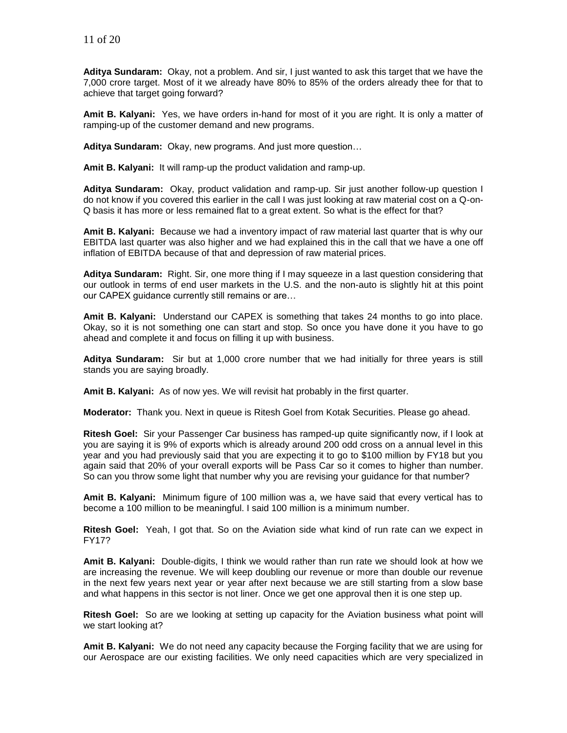**Aditya Sundaram:** Okay, not a problem. And sir, I just wanted to ask this target that we have the 7,000 crore target. Most of it we already have 80% to 85% of the orders already thee for that to achieve that target going forward?

**Amit B. Kalyani:** Yes, we have orders in-hand for most of it you are right. It is only a matter of ramping-up of the customer demand and new programs.

**Aditya Sundaram:** Okay, new programs. And just more question…

**Amit B. Kalyani:** It will ramp-up the product validation and ramp-up.

**Aditya Sundaram:** Okay, product validation and ramp-up. Sir just another follow-up question I do not know if you covered this earlier in the call I was just looking at raw material cost on a Q-on-Q basis it has more or less remained flat to a great extent. So what is the effect for that?

**Amit B. Kalyani:** Because we had a inventory impact of raw material last quarter that is why our EBITDA last quarter was also higher and we had explained this in the call that we have a one off inflation of EBITDA because of that and depression of raw material prices.

**Aditya Sundaram:** Right. Sir, one more thing if I may squeeze in a last question considering that our outlook in terms of end user markets in the U.S. and the non-auto is slightly hit at this point our CAPEX guidance currently still remains or are…

**Amit B. Kalyani:** Understand our CAPEX is something that takes 24 months to go into place. Okay, so it is not something one can start and stop. So once you have done it you have to go ahead and complete it and focus on filling it up with business.

**Aditya Sundaram:** Sir but at 1,000 crore number that we had initially for three years is still stands you are saying broadly.

**Amit B. Kalyani:** As of now yes. We will revisit hat probably in the first quarter.

**Moderator:** Thank you. Next in queue is Ritesh Goel from Kotak Securities. Please go ahead.

**Ritesh Goel:** Sir your Passenger Car business has ramped-up quite significantly now, if I look at you are saying it is 9% of exports which is already around 200 odd cross on a annual level in this year and you had previously said that you are expecting it to go to $100 million by FY18 but you again said that 20% of your overall exports will be Pass Car so it comes to higher than number. So can you throw some light that number why you are revising your guidance for that number?

**Amit B. Kalyani:** Minimum figure of 100 million was a, we have said that every vertical has to become a 100 million to be meaningful. I said 100 million is a minimum number.

**Ritesh Goel:** Yeah, I got that. So on the Aviation side what kind of run rate can we expect in FY17?

**Amit B. Kalyani:** Double-digits, I think we would rather than run rate we should look at how we are increasing the revenue. We will keep doubling our revenue or more than double our revenue in the next few years next year or year after next because we are still starting from a slow base and what happens in this sector is not liner. Once we get one approval then it is one step up.

**Ritesh Goel:** So are we looking at setting up capacity for the Aviation business what point will we start looking at?

**Amit B. Kalyani:** We do not need any capacity because the Forging facility that we are using for our Aerospace are our existing facilities. We only need capacities which are very specialized in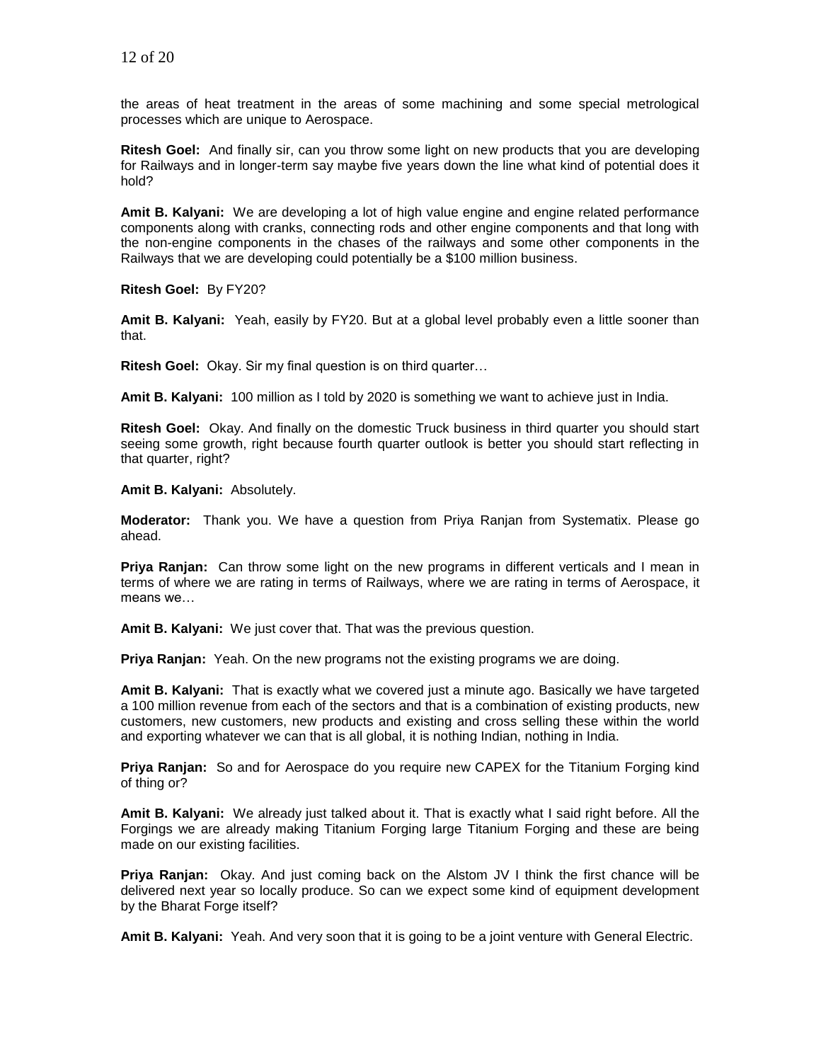the areas of heat treatment in the areas of some machining and some special metrological processes which are unique to Aerospace.

**Ritesh Goel:** And finally sir, can you throw some light on new products that you are developing for Railways and in longer-term say maybe five years down the line what kind of potential does it hold?

**Amit B. Kalyani:** We are developing a lot of high value engine and engine related performance components along with cranks, connecting rods and other engine components and that long with the non-engine components in the chases of the railways and some other components in the Railways that we are developing could potentially be a $100 million business.

**Ritesh Goel:** By FY20?

**Amit B. Kalyani:** Yeah, easily by FY20. But at a global level probably even a little sooner than that.

**Ritesh Goel:** Okay. Sir my final question is on third quarter…

**Amit B. Kalyani:** 100 million as I told by 2020 is something we want to achieve just in India.

**Ritesh Goel:** Okay. And finally on the domestic Truck business in third quarter you should start seeing some growth, right because fourth quarter outlook is better you should start reflecting in that quarter, right?

**Amit B. Kalyani:** Absolutely.

**Moderator:** Thank you. We have a question from Priya Ranjan from Systematix. Please go ahead.

**Priya Ranjan:** Can throw some light on the new programs in different verticals and I mean in terms of where we are rating in terms of Railways, where we are rating in terms of Aerospace, it means we…

**Amit B. Kalyani:** We just cover that. That was the previous question.

**Priya Ranjan:** Yeah. On the new programs not the existing programs we are doing.

**Amit B. Kalyani:** That is exactly what we covered just a minute ago. Basically we have targeted a 100 million revenue from each of the sectors and that is a combination of existing products, new customers, new customers, new products and existing and cross selling these within the world and exporting whatever we can that is all global, it is nothing Indian, nothing in India.

**Priya Ranjan:** So and for Aerospace do you require new CAPEX for the Titanium Forging kind of thing or?

**Amit B. Kalyani:** We already just talked about it. That is exactly what I said right before. All the Forgings we are already making Titanium Forging large Titanium Forging and these are being made on our existing facilities.

**Priya Ranjan:** Okay. And just coming back on the Alstom JV I think the first chance will be delivered next year so locally produce. So can we expect some kind of equipment development by the Bharat Forge itself?

**Amit B. Kalyani:** Yeah. And very soon that it is going to be a joint venture with General Electric.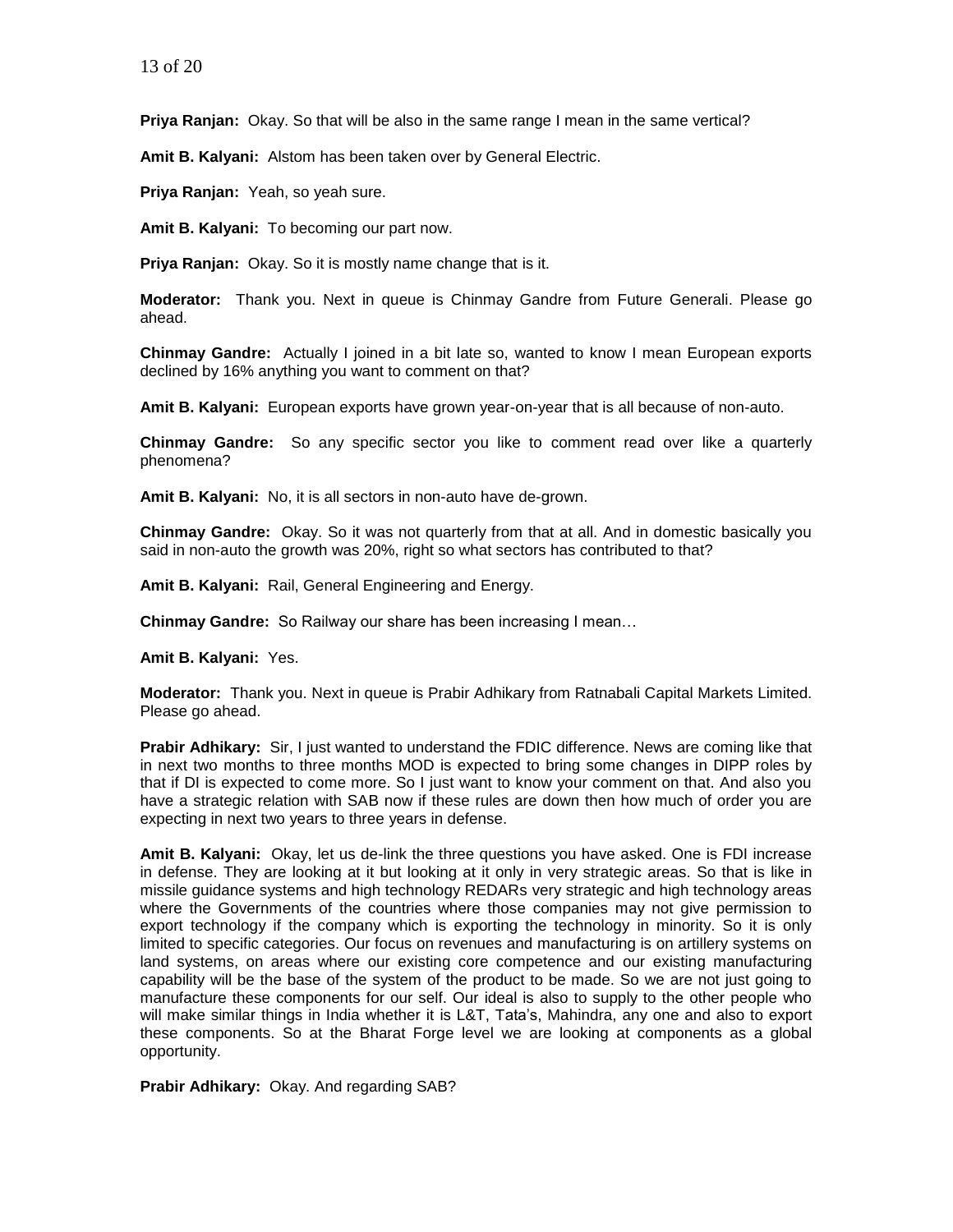**Priya Ranjan:** Okay. So that will be also in the same range I mean in the same vertical?

**Amit B. Kalyani:** Alstom has been taken over by General Electric.

**Priya Ranjan:** Yeah, so yeah sure.

**Amit B. Kalyani:** To becoming our part now.

**Priya Ranjan:** Okay. So it is mostly name change that is it.

**Moderator:** Thank you. Next in queue is Chinmay Gandre from Future Generali. Please go ahead.

**Chinmay Gandre:** Actually I joined in a bit late so, wanted to know I mean European exports declined by 16% anything you want to comment on that?

**Amit B. Kalyani:** European exports have grown year-on-year that is all because of non-auto.

**Chinmay Gandre:** So any specific sector you like to comment read over like a quarterly phenomena?

**Amit B. Kalyani:** No, it is all sectors in non-auto have de-grown.

**Chinmay Gandre:** Okay. So it was not quarterly from that at all. And in domestic basically you said in non-auto the growth was 20%, right so what sectors has contributed to that?

**Amit B. Kalyani:** Rail, General Engineering and Energy.

**Chinmay Gandre:** So Railway our share has been increasing I mean…

**Amit B. Kalyani:** Yes.

**Moderator:** Thank you. Next in queue is Prabir Adhikary from Ratnabali Capital Markets Limited. Please go ahead.

**Prabir Adhikary:** Sir, I just wanted to understand the FDIC difference. News are coming like that in next two months to three months MOD is expected to bring some changes in DIPP roles by that if DI is expected to come more. So I just want to know your comment on that. And also you have a strategic relation with SAB now if these rules are down then how much of order you are expecting in next two years to three years in defense.

**Amit B. Kalyani:** Okay, let us de-link the three questions you have asked. One is FDI increase in defense. They are looking at it but looking at it only in very strategic areas. So that is like in missile guidance systems and high technology REDARs very strategic and high technology areas where the Governments of the countries where those companies may not give permission to export technology if the company which is exporting the technology in minority. So it is only limited to specific categories. Our focus on revenues and manufacturing is on artillery systems on land systems, on areas where our existing core competence and our existing manufacturing capability will be the base of the system of the product to be made. So we are not just going to manufacture these components for our self. Our ideal is also to supply to the other people who will make similar things in India whether it is L&T, Tata's, Mahindra, any one and also to export these components. So at the Bharat Forge level we are looking at components as a global opportunity.

**Prabir Adhikary:** Okay. And regarding SAB?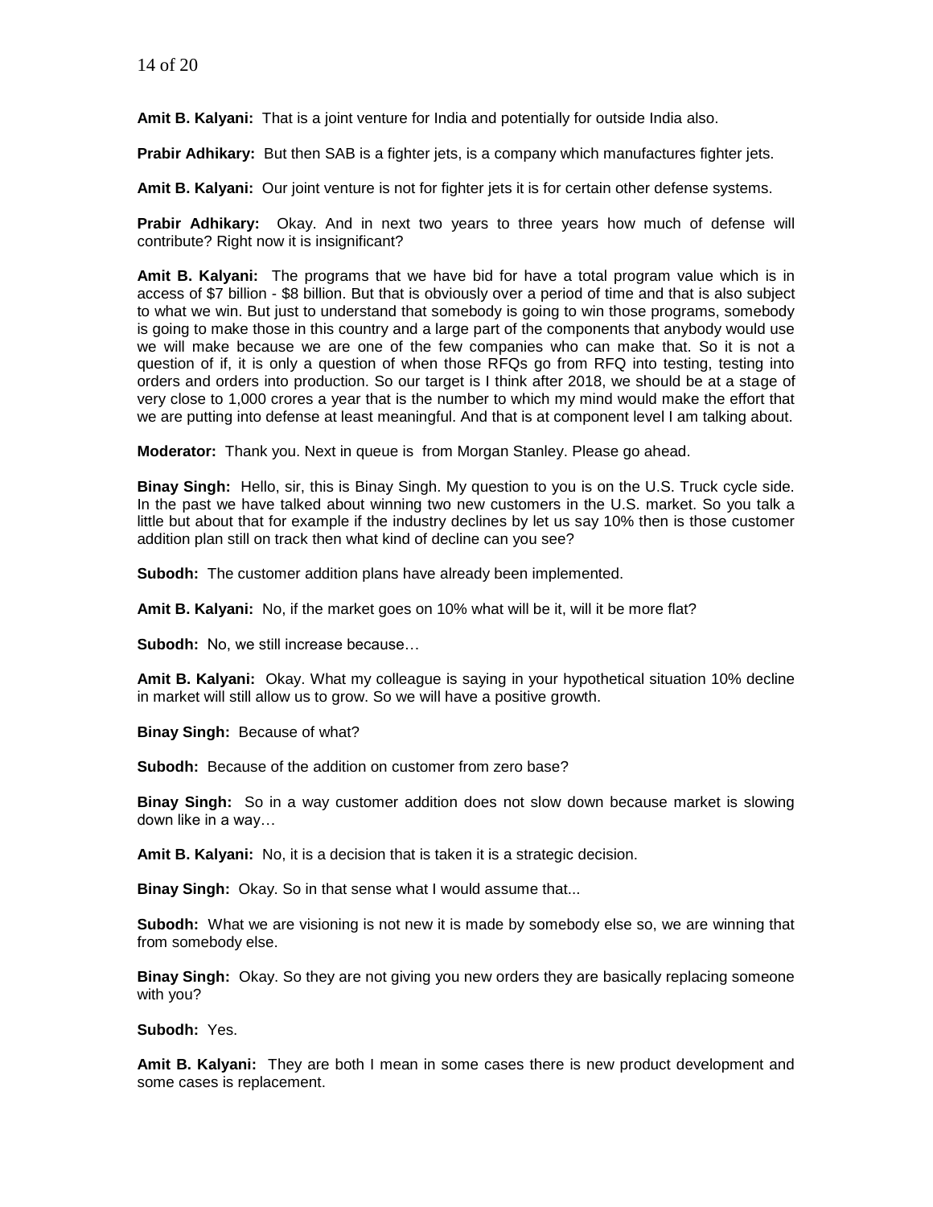**Amit B. Kalyani:** That is a joint venture for India and potentially for outside India also.

**Prabir Adhikary:** But then SAB is a fighter jets, is a company which manufactures fighter jets.

**Amit B. Kalyani:** Our joint venture is not for fighter jets it is for certain other defense systems.

**Prabir Adhikary:** Okay. And in next two years to three years how much of defense will contribute? Right now it is insignificant?

**Amit B. Kalyani:** The programs that we have bid for have a total program value which is in access of $7 billion - $8 billion. But that is obviously over a period of time and that is also subject to what we win. But just to understand that somebody is going to win those programs, somebody is going to make those in this country and a large part of the components that anybody would use we will make because we are one of the few companies who can make that. So it is not a question of if, it is only a question of when those RFQs go from RFQ into testing, testing into orders and orders into production. So our target is I think after 2018, we should be at a stage of very close to 1,000 crores a year that is the number to which my mind would make the effort that we are putting into defense at least meaningful. And that is at component level I am talking about.

**Moderator:** Thank you. Next in queue is from Morgan Stanley. Please go ahead.

**Binay Singh:** Hello, sir, this is Binay Singh. My question to you is on the U.S. Truck cycle side. In the past we have talked about winning two new customers in the U.S. market. So you talk a little but about that for example if the industry declines by let us say 10% then is those customer addition plan still on track then what kind of decline can you see?

**Subodh:** The customer addition plans have already been implemented.

**Amit B. Kalyani:** No, if the market goes on 10% what will be it, will it be more flat?

**Subodh:** No, we still increase because…

**Amit B. Kalyani:** Okay. What my colleague is saying in your hypothetical situation 10% decline in market will still allow us to grow. So we will have a positive growth.

**Binay Singh:** Because of what?

**Subodh:** Because of the addition on customer from zero base?

**Binay Singh:** So in a way customer addition does not slow down because market is slowing down like in a way…

**Amit B. Kalyani:** No, it is a decision that is taken it is a strategic decision.

**Binay Singh:** Okay. So in that sense what I would assume that...

**Subodh:** What we are visioning is not new it is made by somebody else so, we are winning that from somebody else.

**Binay Singh:** Okay. So they are not giving you new orders they are basically replacing someone with you?

**Subodh:** Yes.

**Amit B. Kalyani:** They are both I mean in some cases there is new product development and some cases is replacement.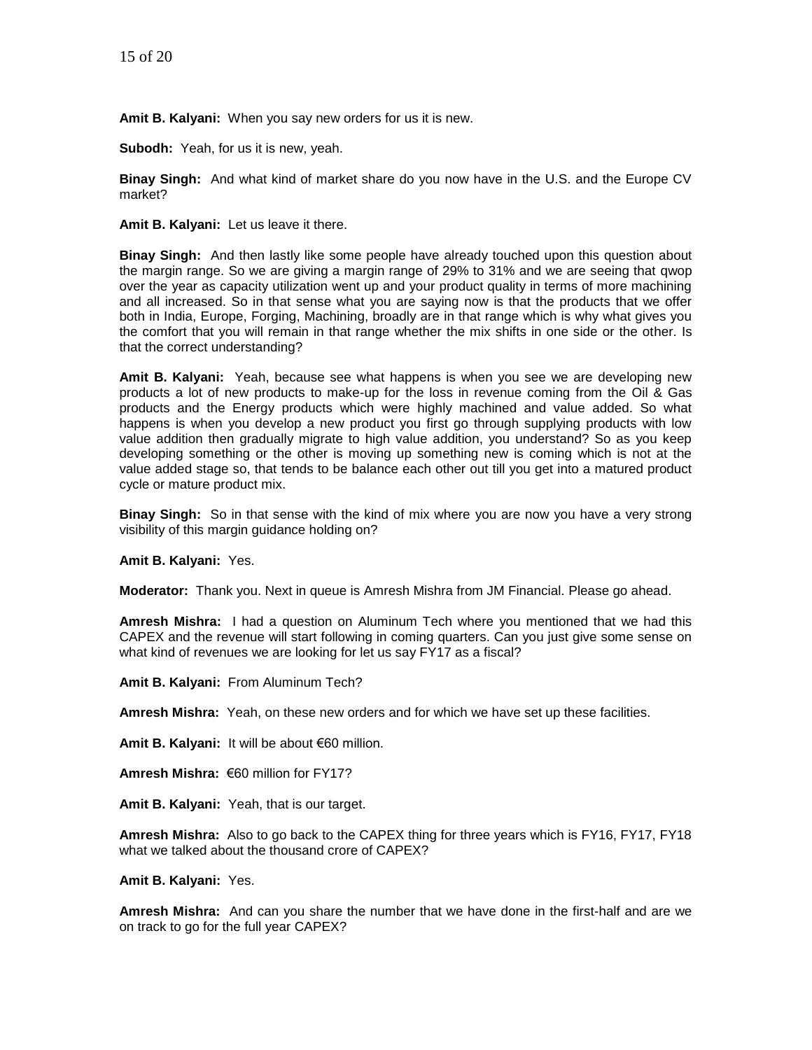**Amit B. Kalyani:** When you say new orders for us it is new.

**Subodh:** Yeah, for us it is new, yeah.

**Binay Singh:** And what kind of market share do you now have in the U.S. and the Europe CV market?

**Amit B. Kalyani:** Let us leave it there.

**Binay Singh:** And then lastly like some people have already touched upon this question about the margin range. So we are giving a margin range of 29% to 31% and we are seeing that qwop over the year as capacity utilization went up and your product quality in terms of more machining and all increased. So in that sense what you are saying now is that the products that we offer both in India, Europe, Forging, Machining, broadly are in that range which is why what gives you the comfort that you will remain in that range whether the mix shifts in one side or the other. Is that the correct understanding?

**Amit B. Kalyani:** Yeah, because see what happens is when you see we are developing new products a lot of new products to make-up for the loss in revenue coming from the Oil & Gas products and the Energy products which were highly machined and value added. So what happens is when you develop a new product you first go through supplying products with low value addition then gradually migrate to high value addition, you understand? So as you keep developing something or the other is moving up something new is coming which is not at the value added stage so, that tends to be balance each other out till you get into a matured product cycle or mature product mix.

**Binay Singh:** So in that sense with the kind of mix where you are now you have a very strong visibility of this margin guidance holding on?

**Amit B. Kalyani:** Yes.

**Moderator:** Thank you. Next in queue is Amresh Mishra from JM Financial. Please go ahead.

**Amresh Mishra:** I had a question on Aluminum Tech where you mentioned that we had this CAPEX and the revenue will start following in coming quarters. Can you just give some sense on what kind of revenues we are looking for let us say FY17 as a fiscal?

**Amit B. Kalyani:** From Aluminum Tech?

**Amresh Mishra:** Yeah, on these new orders and for which we have set up these facilities.

**Amit B. Kalyani:** It will be about €60 million.

**Amresh Mishra:** €60 million for FY17?

**Amit B. Kalyani:** Yeah, that is our target.

**Amresh Mishra:** Also to go back to the CAPEX thing for three years which is FY16, FY17, FY18 what we talked about the thousand crore of CAPEX?

**Amit B. Kalyani:** Yes.

**Amresh Mishra:** And can you share the number that we have done in the first-half and are we on track to go for the full year CAPEX?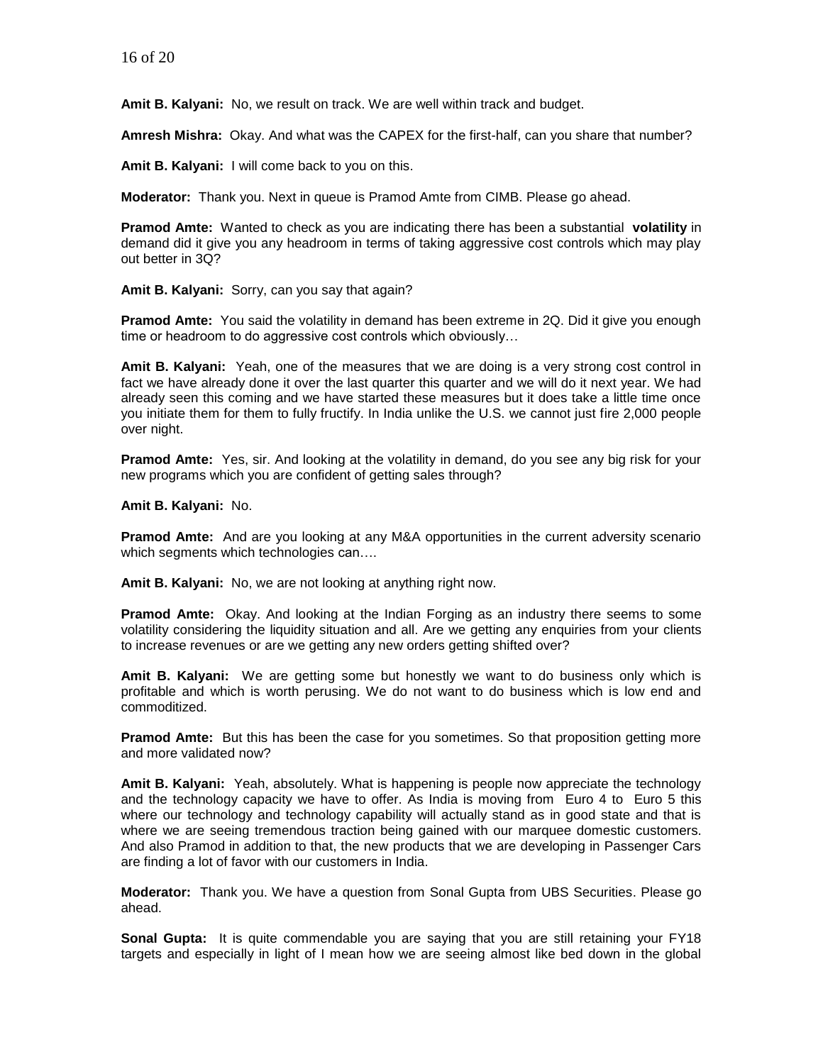**Amit B. Kalyani:** No, we result on track. We are well within track and budget.

**Amresh Mishra:** Okay. And what was the CAPEX for the first-half, can you share that number?

**Amit B. Kalyani:** I will come back to you on this.

**Moderator:** Thank you. Next in queue is Pramod Amte from CIMB. Please go ahead.

**Pramod Amte:** Wanted to check as you are indicating there has been a substantial **volatility** in demand did it give you any headroom in terms of taking aggressive cost controls which may play out better in 3Q?

**Amit B. Kalyani:** Sorry, can you say that again?

**Pramod Amte:** You said the volatility in demand has been extreme in 2Q. Did it give you enough time or headroom to do aggressive cost controls which obviously…

**Amit B. Kalyani:** Yeah, one of the measures that we are doing is a very strong cost control in fact we have already done it over the last quarter this quarter and we will do it next year. We had already seen this coming and we have started these measures but it does take a little time once you initiate them for them to fully fructify. In India unlike the U.S. we cannot just fire 2,000 people over night.

**Pramod Amte:** Yes, sir. And looking at the volatility in demand, do you see any big risk for your new programs which you are confident of getting sales through?

**Amit B. Kalyani:** No.

**Pramod Amte:** And are you looking at any M&A opportunities in the current adversity scenario which segments which technologies can….

**Amit B. Kalyani:** No, we are not looking at anything right now.

**Pramod Amte:** Okay. And looking at the Indian Forging as an industry there seems to some volatility considering the liquidity situation and all. Are we getting any enquiries from your clients to increase revenues or are we getting any new orders getting shifted over?

**Amit B. Kalyani:** We are getting some but honestly we want to do business only which is profitable and which is worth perusing. We do not want to do business which is low end and commoditized.

**Pramod Amte:** But this has been the case for you sometimes. So that proposition getting more and more validated now?

**Amit B. Kalyani:** Yeah, absolutely. What is happening is people now appreciate the technology and the technology capacity we have to offer. As India is moving from Euro 4 to Euro 5 this where our technology and technology capability will actually stand as in good state and that is where we are seeing tremendous traction being gained with our marquee domestic customers. And also Pramod in addition to that, the new products that we are developing in Passenger Cars are finding a lot of favor with our customers in India.

**Moderator:** Thank you. We have a question from Sonal Gupta from UBS Securities. Please go ahead.

**Sonal Gupta:** It is quite commendable you are saying that you are still retaining your FY18 targets and especially in light of I mean how we are seeing almost like bed down in the global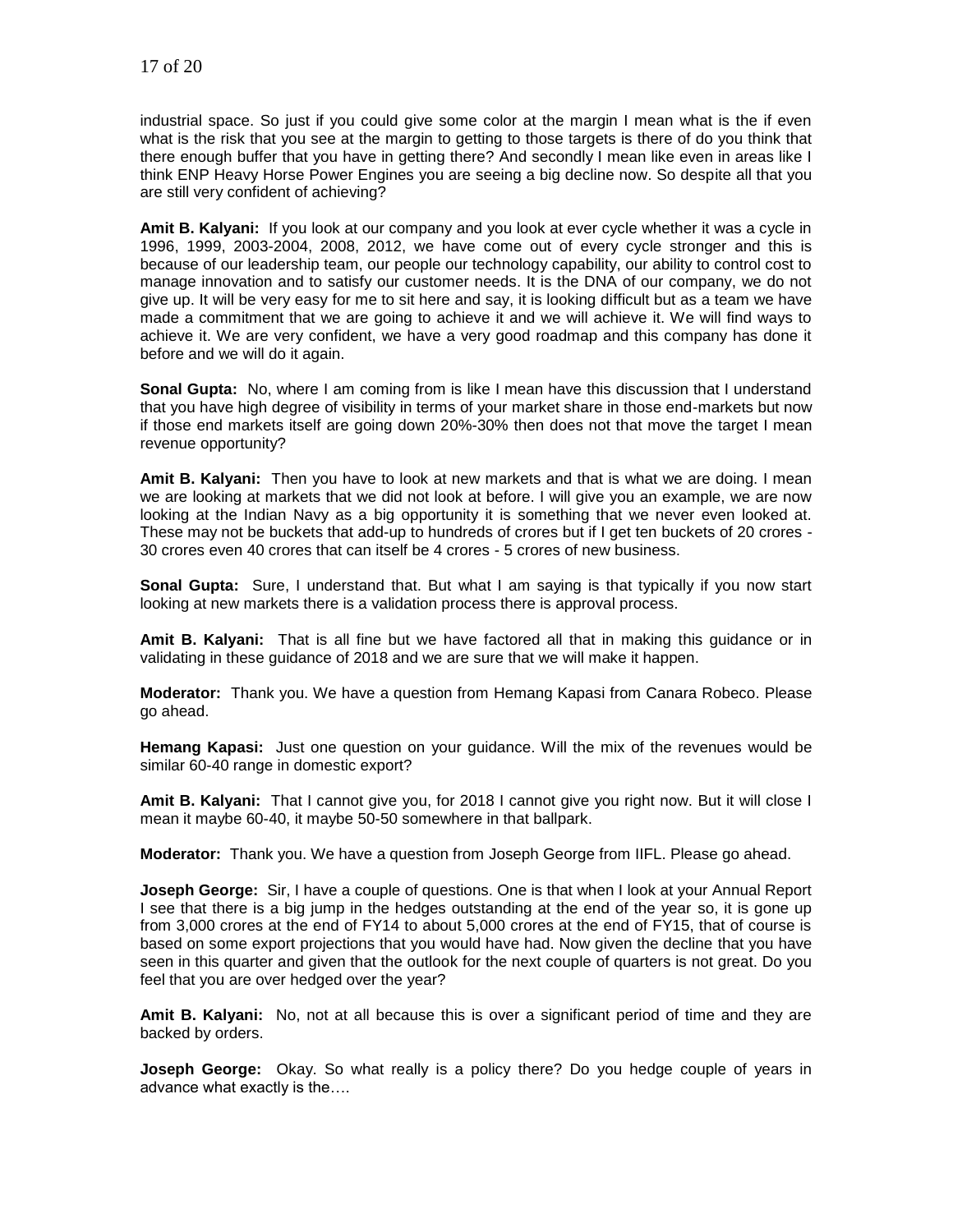industrial space. So just if you could give some color at the margin I mean what is the if even what is the risk that you see at the margin to getting to those targets is there of do you think that there enough buffer that you have in getting there? And secondly I mean like even in areas like I think ENP Heavy Horse Power Engines you are seeing a big decline now. So despite all that you are still very confident of achieving?

**Amit B. Kalyani:** If you look at our company and you look at ever cycle whether it was a cycle in 1996, 1999, 2003-2004, 2008, 2012, we have come out of every cycle stronger and this is because of our leadership team, our people our technology capability, our ability to control cost to manage innovation and to satisfy our customer needs. It is the DNA of our company, we do not give up. It will be very easy for me to sit here and say, it is looking difficult but as a team we have made a commitment that we are going to achieve it and we will achieve it. We will find ways to achieve it. We are very confident, we have a very good roadmap and this company has done it before and we will do it again.

**Sonal Gupta:** No, where I am coming from is like I mean have this discussion that I understand that you have high degree of visibility in terms of your market share in those end-markets but now if those end markets itself are going down 20%-30% then does not that move the target I mean revenue opportunity?

**Amit B. Kalyani:** Then you have to look at new markets and that is what we are doing. I mean we are looking at markets that we did not look at before. I will give you an example, we are now looking at the Indian Navy as a big opportunity it is something that we never even looked at. These may not be buckets that add-up to hundreds of crores but if I get ten buckets of 20 crores - 30 crores even 40 crores that can itself be 4 crores - 5 crores of new business.

**Sonal Gupta:** Sure, I understand that. But what I am saying is that typically if you now start looking at new markets there is a validation process there is approval process.

**Amit B. Kalyani:** That is all fine but we have factored all that in making this guidance or in validating in these guidance of 2018 and we are sure that we will make it happen.

**Moderator:** Thank you. We have a question from Hemang Kapasi from Canara Robeco. Please go ahead.

**Hemang Kapasi:** Just one question on your guidance. Will the mix of the revenues would be similar 60-40 range in domestic export?

**Amit B. Kalyani:** That I cannot give you, for 2018 I cannot give you right now. But it will close I mean it maybe 60-40, it maybe 50-50 somewhere in that ballpark.

**Moderator:** Thank you. We have a question from Joseph George from IIFL. Please go ahead.

**Joseph George:** Sir, I have a couple of questions. One is that when I look at your Annual Report I see that there is a big jump in the hedges outstanding at the end of the year so, it is gone up from 3,000 crores at the end of FY14 to about 5,000 crores at the end of FY15, that of course is based on some export projections that you would have had. Now given the decline that you have seen in this quarter and given that the outlook for the next couple of quarters is not great. Do you feel that you are over hedged over the year?

**Amit B. Kalyani:** No, not at all because this is over a significant period of time and they are backed by orders.

**Joseph George:** Okay. So what really is a policy there? Do you hedge couple of years in advance what exactly is the….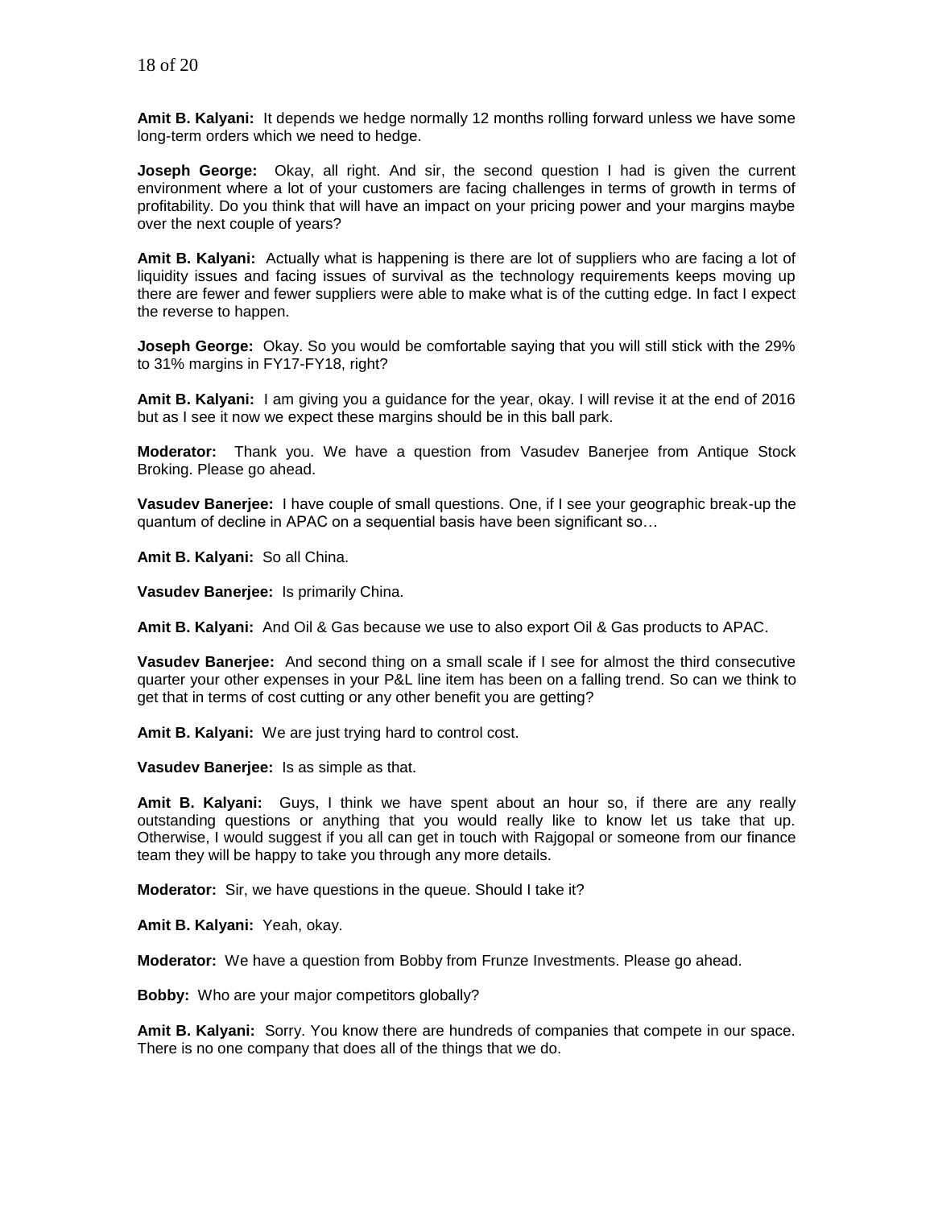**Amit B. Kalyani:** It depends we hedge normally 12 months rolling forward unless we have some long-term orders which we need to hedge.

**Joseph George:** Okay, all right. And sir, the second question I had is given the current environment where a lot of your customers are facing challenges in terms of growth in terms of profitability. Do you think that will have an impact on your pricing power and your margins maybe over the next couple of years?

**Amit B. Kalyani:** Actually what is happening is there are lot of suppliers who are facing a lot of liquidity issues and facing issues of survival as the technology requirements keeps moving up there are fewer and fewer suppliers were able to make what is of the cutting edge. In fact I expect the reverse to happen.

**Joseph George:** Okay. So you would be comfortable saying that you will still stick with the 29% to 31% margins in FY17-FY18, right?

**Amit B. Kalyani:** I am giving you a guidance for the year, okay. I will revise it at the end of 2016 but as I see it now we expect these margins should be in this ball park.

**Moderator:** Thank you. We have a question from Vasudev Banerjee from Antique Stock Broking. Please go ahead.

**Vasudev Banerjee:** I have couple of small questions. One, if I see your geographic break-up the quantum of decline in APAC on a sequential basis have been significant so…

**Amit B. Kalyani:** So all China.

**Vasudev Banerjee:** Is primarily China.

**Amit B. Kalyani:** And Oil & Gas because we use to also export Oil & Gas products to APAC.

**Vasudev Banerjee:** And second thing on a small scale if I see for almost the third consecutive quarter your other expenses in your P&L line item has been on a falling trend. So can we think to get that in terms of cost cutting or any other benefit you are getting?

**Amit B. Kalyani:** We are just trying hard to control cost.

**Vasudev Banerjee:** Is as simple as that.

**Amit B. Kalyani:** Guys, I think we have spent about an hour so, if there are any really outstanding questions or anything that you would really like to know let us take that up. Otherwise, I would suggest if you all can get in touch with Rajgopal or someone from our finance team they will be happy to take you through any more details.

**Moderator:** Sir, we have questions in the queue. Should I take it?

**Amit B. Kalyani:** Yeah, okay.

**Moderator:** We have a question from Bobby from Frunze Investments. Please go ahead.

**Bobby:** Who are your major competitors globally?

**Amit B. Kalyani:** Sorry. You know there are hundreds of companies that compete in our space. There is no one company that does all of the things that we do.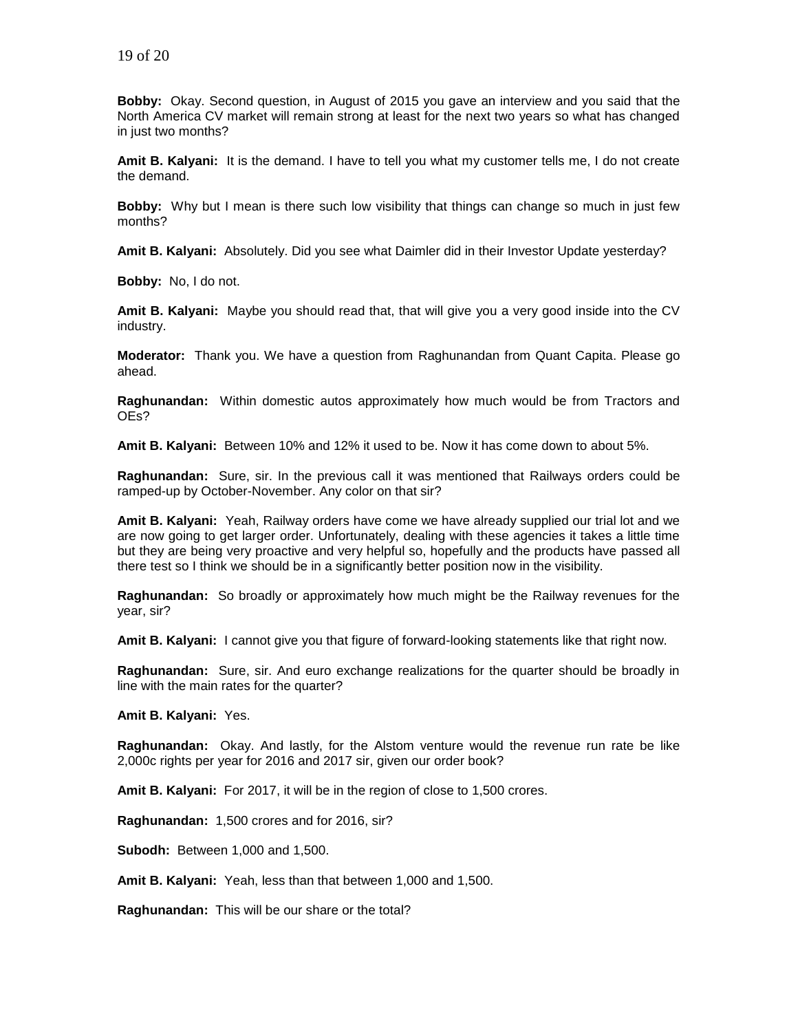**Bobby:** Okay. Second question, in August of 2015 you gave an interview and you said that the North America CV market will remain strong at least for the next two years so what has changed in just two months?

**Amit B. Kalyani:** It is the demand. I have to tell you what my customer tells me, I do not create the demand.

**Bobby:** Why but I mean is there such low visibility that things can change so much in just few months?

**Amit B. Kalyani:** Absolutely. Did you see what Daimler did in their Investor Update yesterday?

**Bobby:** No, I do not.

**Amit B. Kalyani:** Maybe you should read that, that will give you a very good inside into the CV industry.

**Moderator:** Thank you. We have a question from Raghunandan from Quant Capita. Please go ahead.

**Raghunandan:** Within domestic autos approximately how much would be from Tractors and OEs?

**Amit B. Kalyani:** Between 10% and 12% it used to be. Now it has come down to about 5%.

**Raghunandan:** Sure, sir. In the previous call it was mentioned that Railways orders could be ramped-up by October-November. Any color on that sir?

**Amit B. Kalyani:** Yeah, Railway orders have come we have already supplied our trial lot and we are now going to get larger order. Unfortunately, dealing with these agencies it takes a little time but they are being very proactive and very helpful so, hopefully and the products have passed all there test so I think we should be in a significantly better position now in the visibility.

**Raghunandan:** So broadly or approximately how much might be the Railway revenues for the year, sir?

**Amit B. Kalyani:** I cannot give you that figure of forward-looking statements like that right now.

**Raghunandan:** Sure, sir. And euro exchange realizations for the quarter should be broadly in line with the main rates for the quarter?

**Amit B. Kalyani:** Yes.

**Raghunandan:** Okay. And lastly, for the Alstom venture would the revenue run rate be like 2,000c rights per year for 2016 and 2017 sir, given our order book?

**Amit B. Kalyani:** For 2017, it will be in the region of close to 1,500 crores.

**Raghunandan:** 1,500 crores and for 2016, sir?

**Subodh:** Between 1,000 and 1,500.

**Amit B. Kalyani:** Yeah, less than that between 1,000 and 1,500.

**Raghunandan:** This will be our share or the total?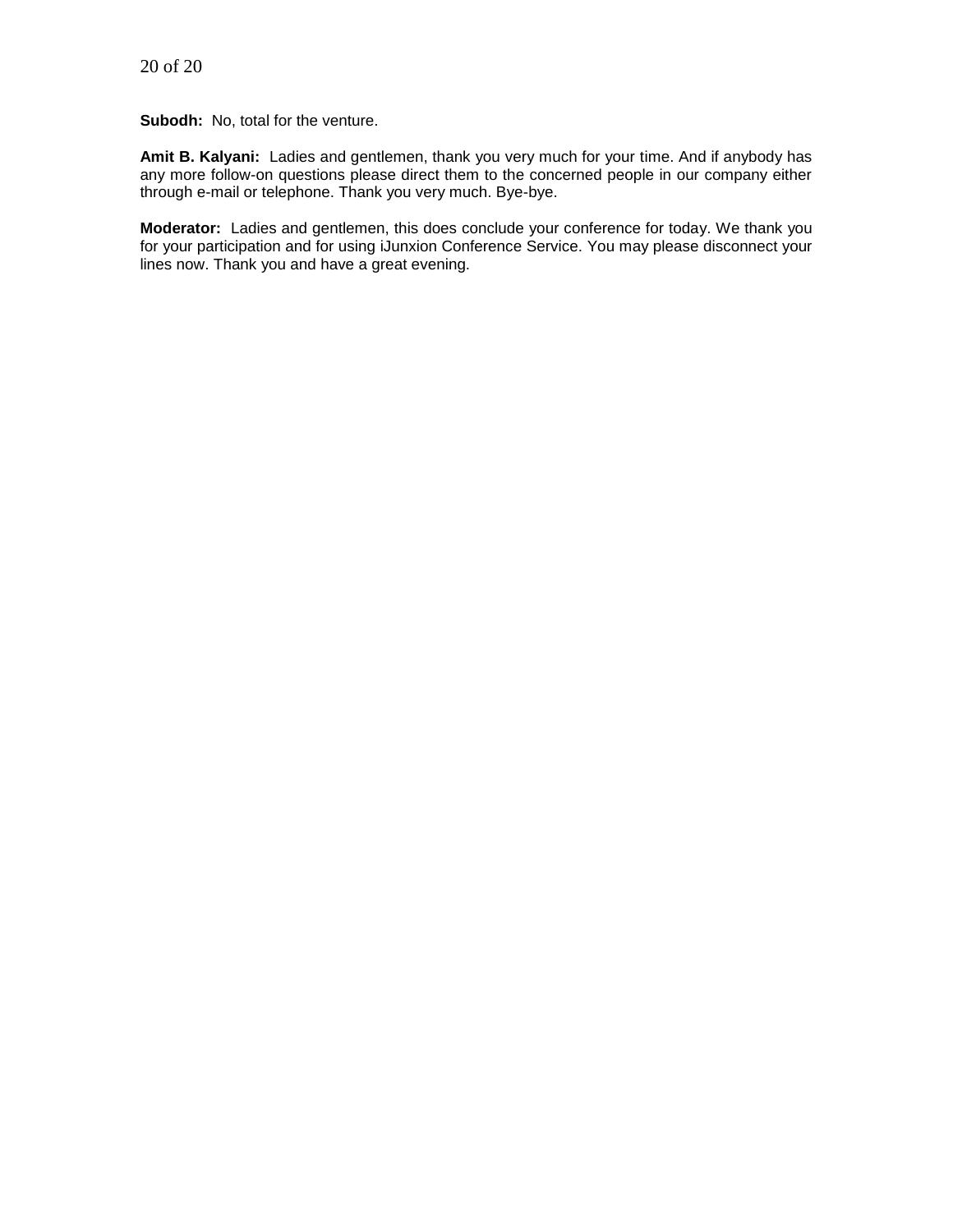**Subodh:** No, total for the venture.

**Amit B. Kalyani:** Ladies and gentlemen, thank you very much for your time. And if anybody has any more follow-on questions please direct them to the concerned people in our company either through e-mail or telephone. Thank you very much. Bye-bye.

**Moderator:** Ladies and gentlemen, this does conclude your conference for today. We thank you for your participation and for using iJunxion Conference Service. You may please disconnect your lines now. Thank you and have a great evening.